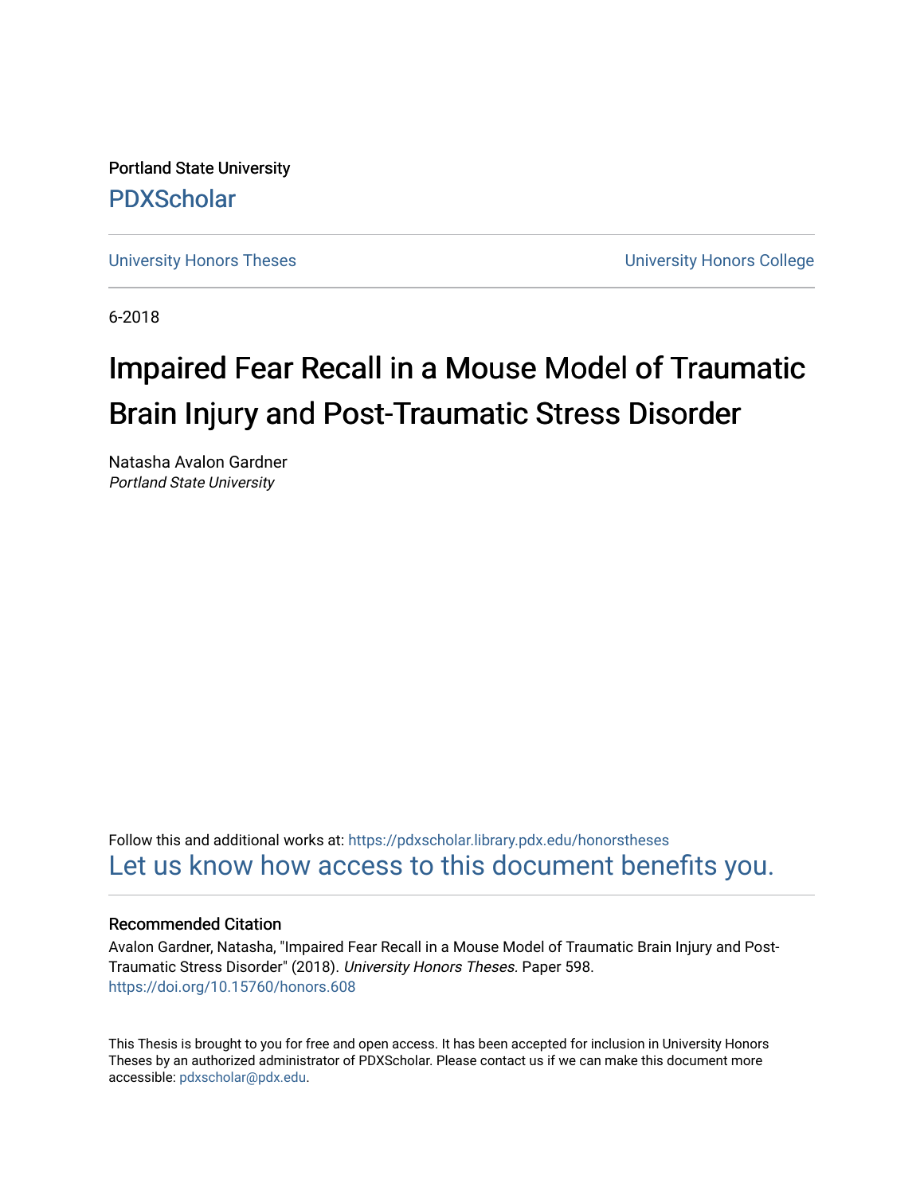Portland State University

PDXScholar

University Honors Theses

University Honors College

6-2018

# Impaired Fear Recall in a Mouse Model of Traumatic Brain Injury and Post-Traumatic Stress Disorder

Natasha Avalon Gardner
*Portland State University*

Follow this and additional works at: https://pdxscholar.library.pdx.edu/honorstheses

Let us know how access to this document benefits you.

### Recommended Citation

Avalon Gardner, Natasha, "Impaired Fear Recall in a Mouse Model of Traumatic Brain Injury and Post-Traumatic Stress Disorder" (2018). *University Honors Theses.* Paper 598.
https://doi.org/10.15760/honors.608

This Thesis is brought to you for free and open access. It has been accepted for inclusion in University Honors Theses by an authorized administrator of PDXScholar. Please contact us if we can make this document more accessible: pdxscholar@pdx.edu.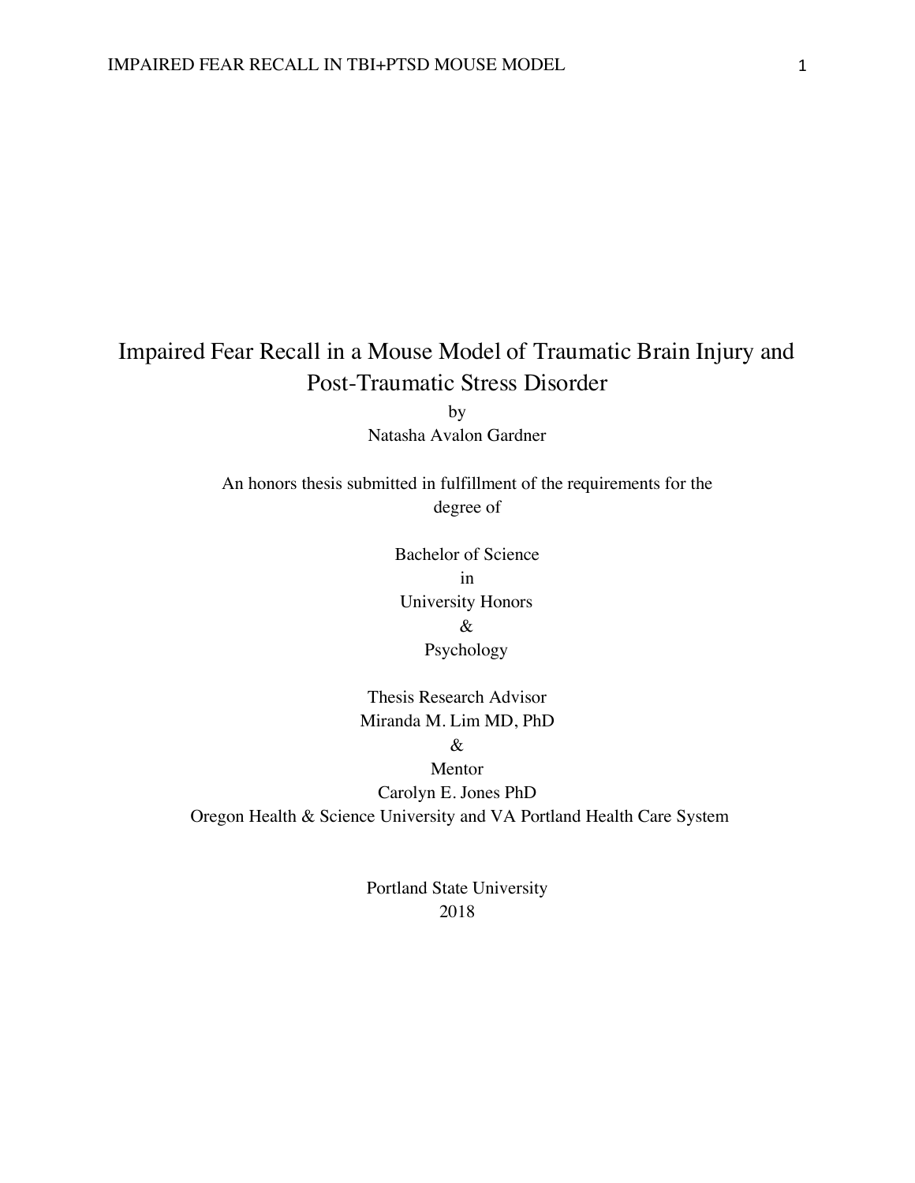# Impaired Fear Recall in a Mouse Model of Traumatic Brain Injury and Post-Traumatic Stress Disorder

by

Natasha Avalon Gardner

An honors thesis submitted in fulfillment of the requirements for the degree of

Bachelor of Science

in

University Honors

&

Psychology

Thesis Research Advisor

Miranda M. Lim MD, PhD

&

Mentor

Carolyn E. Jones PhD

Oregon Health & Science University and VA Portland Health Care System

Portland State University

2018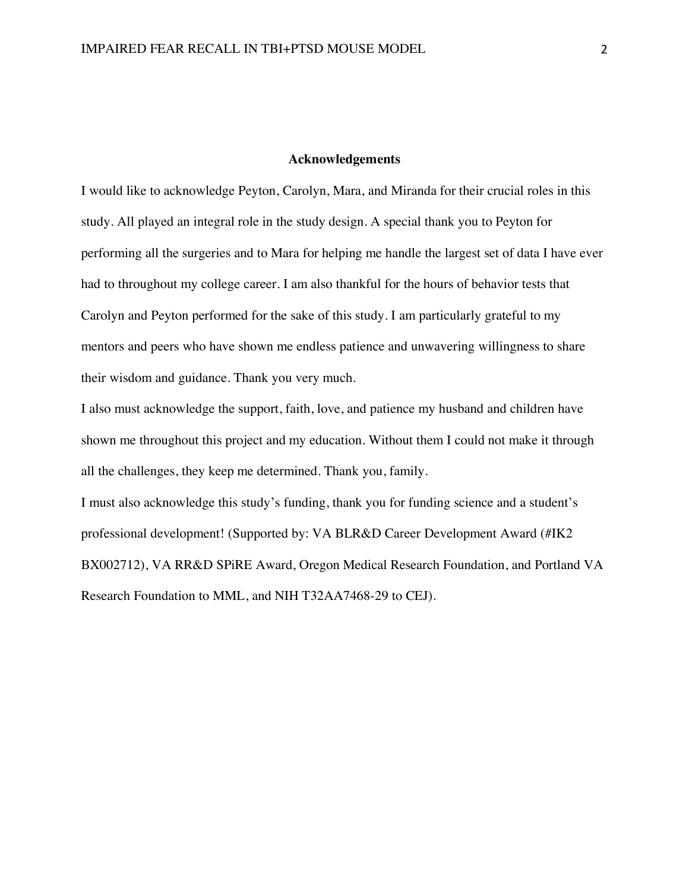## Acknowledgements

I would like to acknowledge Peyton, Carolyn, Mara, and Miranda for their crucial roles in this study. All played an integral role in the study design. A special thank you to Peyton for performing all the surgeries and to Mara for helping me handle the largest set of data I have ever had to throughout my college career. I am also thankful for the hours of behavior tests that Carolyn and Peyton performed for the sake of this study. I am particularly grateful to my mentors and peers who have shown me endless patience and unwavering willingness to share their wisdom and guidance. Thank you very much.

I also must acknowledge the support, faith, love, and patience my husband and children have shown me throughout this project and my education. Without them I could not make it through all the challenges, they keep me determined. Thank you, family.

I must also acknowledge this study's funding, thank you for funding science and a student's professional development! (Supported by: VA BLR&D Career Development Award (#IK2 BX002712), VA RR&D SPiRE Award, Oregon Medical Research Foundation, and Portland VA Research Foundation to MML, and NIH T32AA7468-29 to CEJ).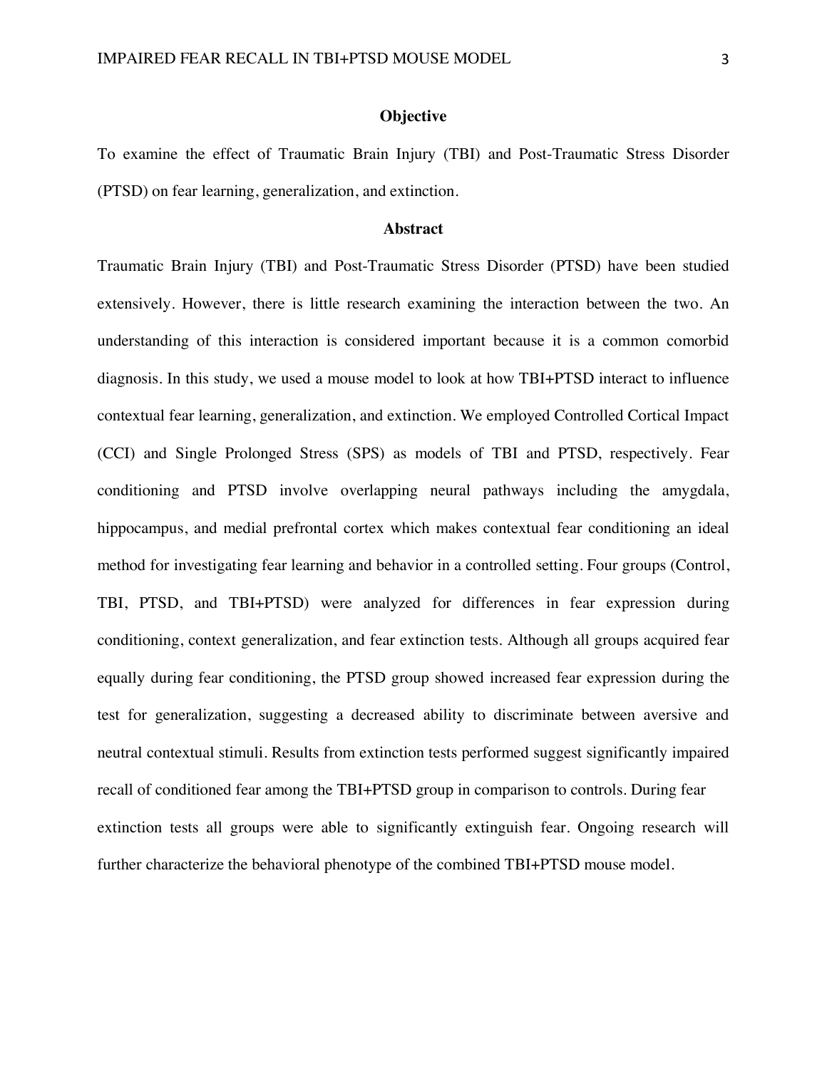## Objective

To examine the effect of Traumatic Brain Injury (TBI) and Post-Traumatic Stress Disorder (PTSD) on fear learning, generalization, and extinction.

## Abstract

Traumatic Brain Injury (TBI) and Post-Traumatic Stress Disorder (PTSD) have been studied extensively. However, there is little research examining the interaction between the two. An understanding of this interaction is considered important because it is a common comorbid diagnosis. In this study, we used a mouse model to look at how TBI+PTSD interact to influence contextual fear learning, generalization, and extinction. We employed Controlled Cortical Impact (CCI) and Single Prolonged Stress (SPS) as models of TBI and PTSD, respectively. Fear conditioning and PTSD involve overlapping neural pathways including the amygdala, hippocampus, and medial prefrontal cortex which makes contextual fear conditioning an ideal method for investigating fear learning and behavior in a controlled setting. Four groups (Control, TBI, PTSD, and TBI+PTSD) were analyzed for differences in fear expression during conditioning, context generalization, and fear extinction tests. Although all groups acquired fear equally during fear conditioning, the PTSD group showed increased fear expression during the test for generalization, suggesting a decreased ability to discriminate between aversive and neutral contextual stimuli. Results from extinction tests performed suggest significantly impaired recall of conditioned fear among the TBI+PTSD group in comparison to controls. During fear extinction tests all groups were able to significantly extinguish fear. Ongoing research will further characterize the behavioral phenotype of the combined TBI+PTSD mouse model.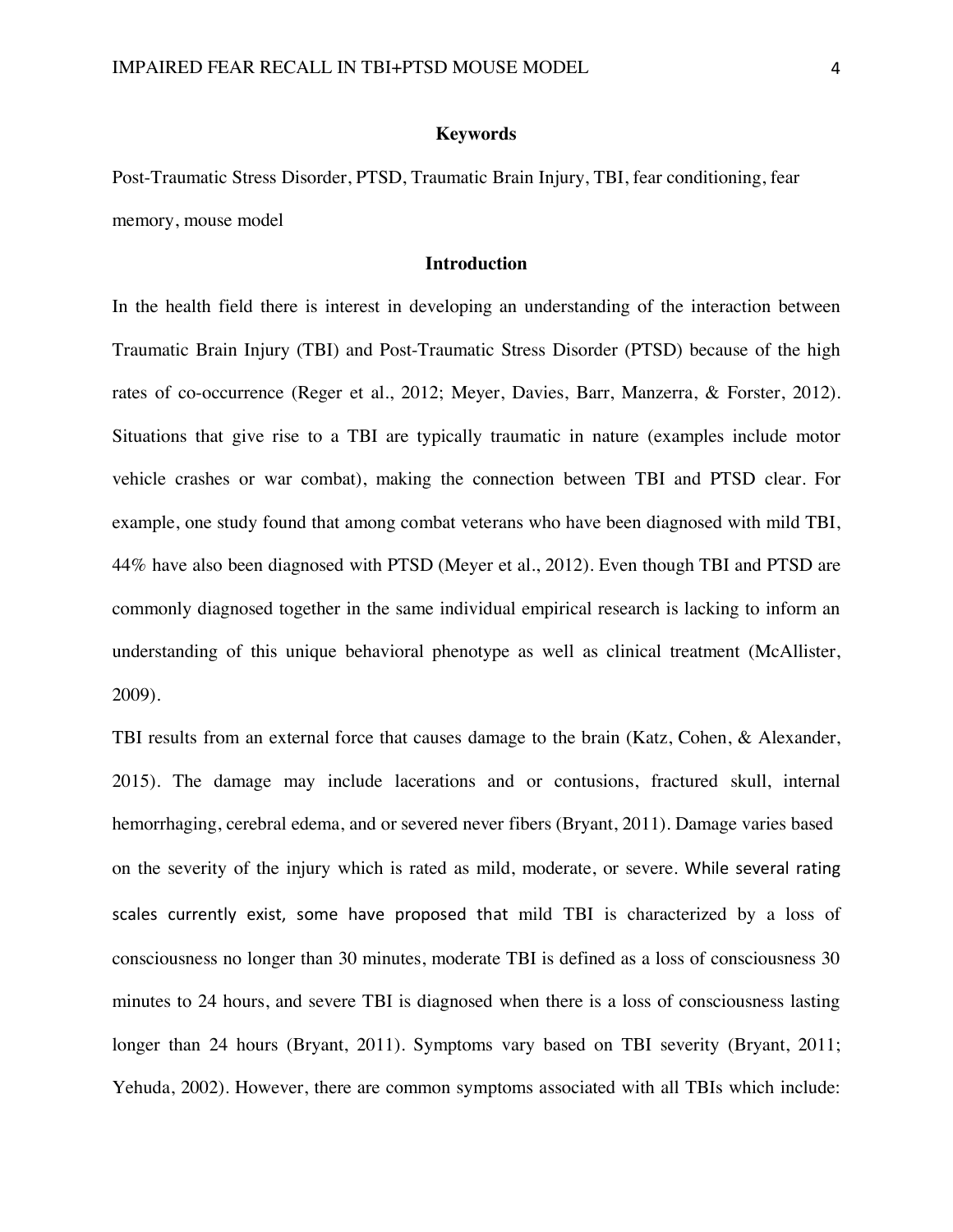## Keywords

Post-Traumatic Stress Disorder, PTSD, Traumatic Brain Injury, TBI, fear conditioning, fear memory, mouse model

## Introduction

In the health field there is interest in developing an understanding of the interaction between Traumatic Brain Injury (TBI) and Post-Traumatic Stress Disorder (PTSD) because of the high rates of co-occurrence (Reger et al., 2012; Meyer, Davies, Barr, Manzerra, & Forster, 2012). Situations that give rise to a TBI are typically traumatic in nature (examples include motor vehicle crashes or war combat), making the connection between TBI and PTSD clear. For example, one study found that among combat veterans who have been diagnosed with mild TBI, 44% have also been diagnosed with PTSD (Meyer et al., 2012). Even though TBI and PTSD are commonly diagnosed together in the same individual empirical research is lacking to inform an understanding of this unique behavioral phenotype as well as clinical treatment (McAllister, 2009).

TBI results from an external force that causes damage to the brain (Katz, Cohen, & Alexander, 2015). The damage may include lacerations and or contusions, fractured skull, internal hemorrhaging, cerebral edema, and or severed never fibers (Bryant, 2011). Damage varies based on the severity of the injury which is rated as mild, moderate, or severe. While several rating scales currently exist, some have proposed that mild TBI is characterized by a loss of consciousness no longer than 30 minutes, moderate TBI is defined as a loss of consciousness 30 minutes to 24 hours, and severe TBI is diagnosed when there is a loss of consciousness lasting longer than 24 hours (Bryant, 2011). Symptoms vary based on TBI severity (Bryant, 2011; Yehuda, 2002). However, there are common symptoms associated with all TBIs which include: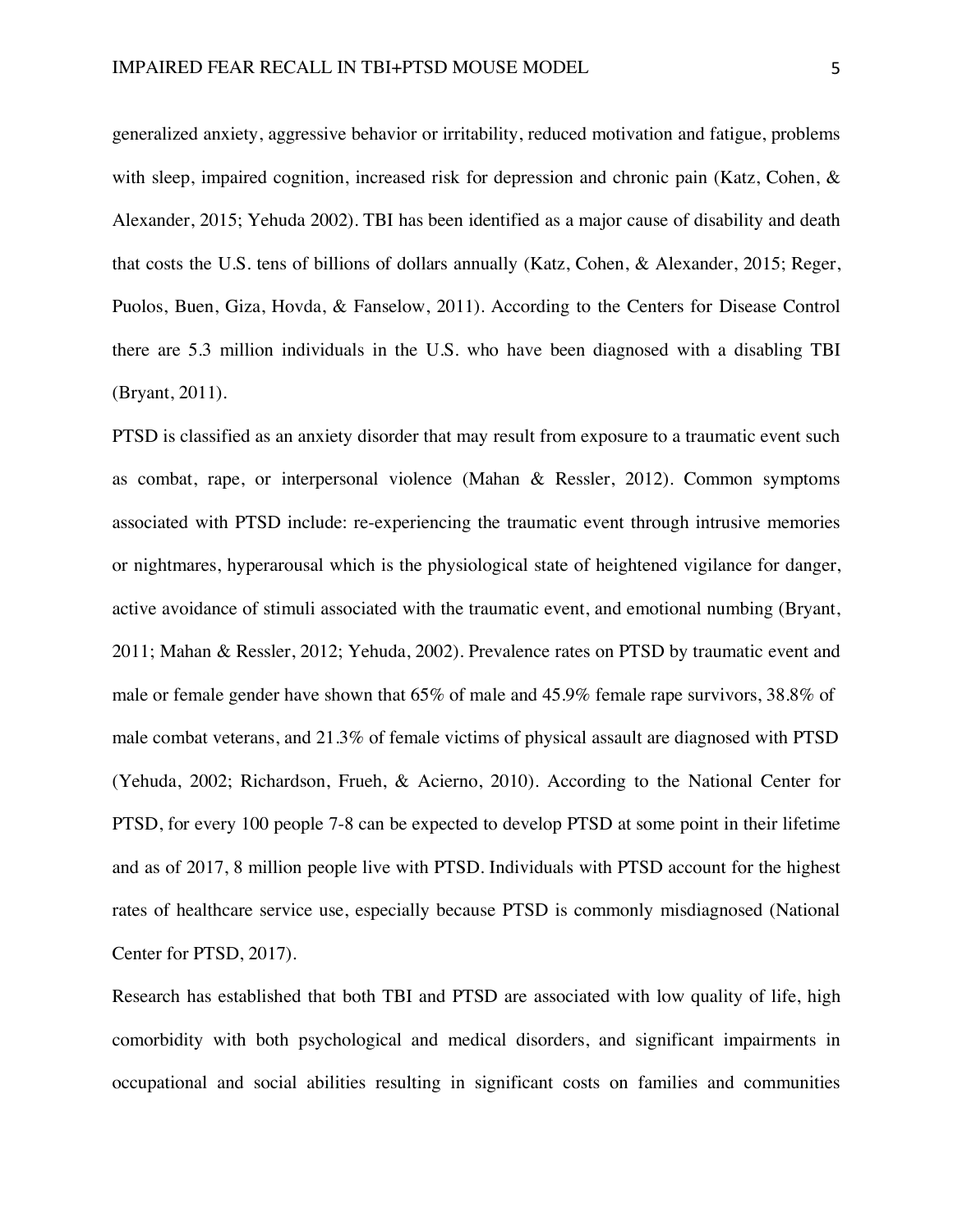generalized anxiety, aggressive behavior or irritability, reduced motivation and fatigue, problems with sleep, impaired cognition, increased risk for depression and chronic pain (Katz, Cohen, & Alexander, 2015; Yehuda 2002). TBI has been identified as a major cause of disability and death that costs the U.S. tens of billions of dollars annually (Katz, Cohen, & Alexander, 2015; Reger, Puolos, Buen, Giza, Hovda, & Fanselow, 2011). According to the Centers for Disease Control there are 5.3 million individuals in the U.S. who have been diagnosed with a disabling TBI (Bryant, 2011).

PTSD is classified as an anxiety disorder that may result from exposure to a traumatic event such as combat, rape, or interpersonal violence (Mahan & Ressler, 2012). Common symptoms associated with PTSD include: re-experiencing the traumatic event through intrusive memories or nightmares, hyperarousal which is the physiological state of heightened vigilance for danger, active avoidance of stimuli associated with the traumatic event, and emotional numbing (Bryant, 2011; Mahan & Ressler, 2012; Yehuda, 2002). Prevalence rates on PTSD by traumatic event and male or female gender have shown that 65% of male and 45.9% female rape survivors, 38.8% of male combat veterans, and 21.3% of female victims of physical assault are diagnosed with PTSD (Yehuda, 2002; Richardson, Frueh, & Acierno, 2010). According to the National Center for PTSD, for every 100 people 7-8 can be expected to develop PTSD at some point in their lifetime and as of 2017, 8 million people live with PTSD. Individuals with PTSD account for the highest rates of healthcare service use, especially because PTSD is commonly misdiagnosed (National Center for PTSD, 2017).

Research has established that both TBI and PTSD are associated with low quality of life, high comorbidity with both psychological and medical disorders, and significant impairments in occupational and social abilities resulting in significant costs on families and communities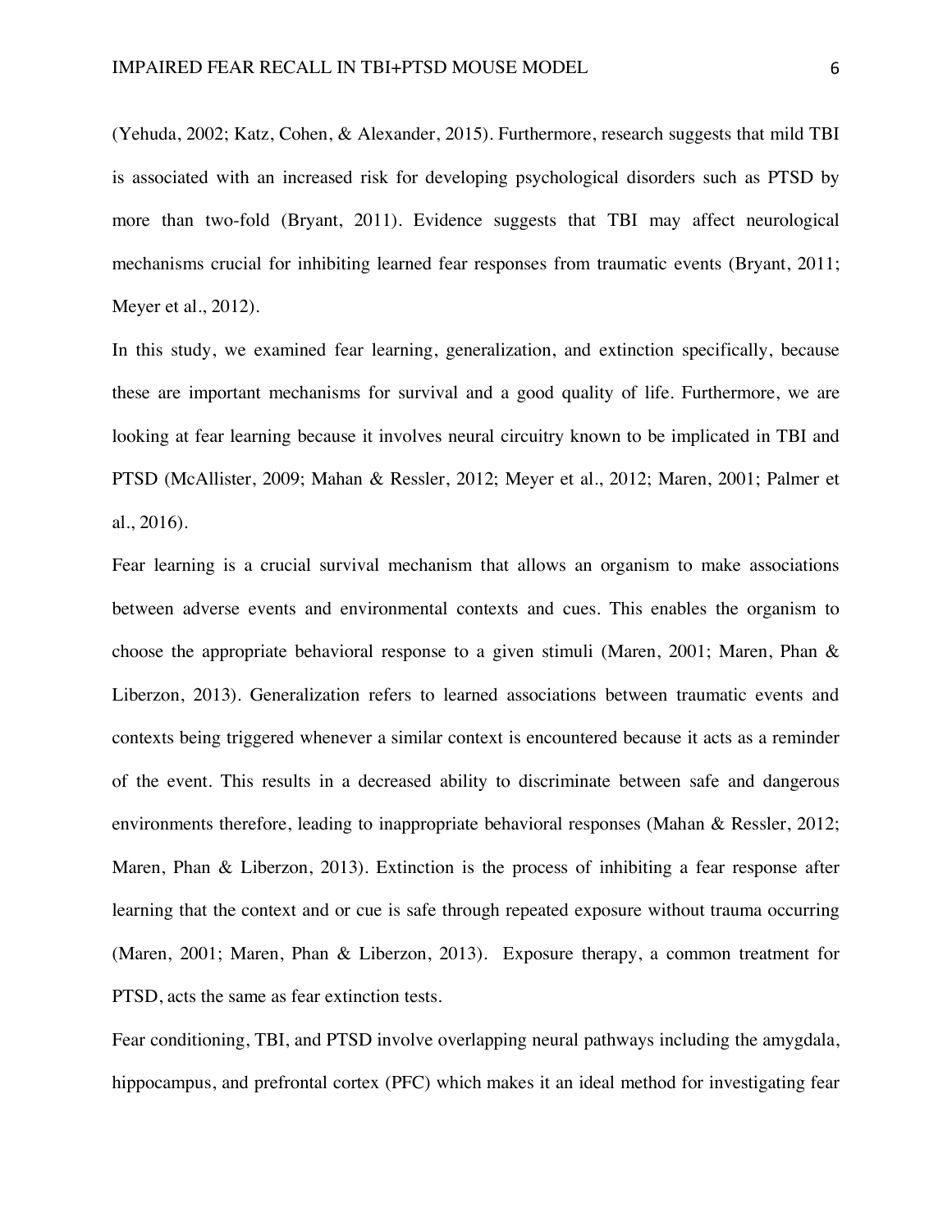(Yehuda, 2002; Katz, Cohen, & Alexander, 2015). Furthermore, research suggests that mild TBI is associated with an increased risk for developing psychological disorders such as PTSD by more than two-fold (Bryant, 2011). Evidence suggests that TBI may affect neurological mechanisms crucial for inhibiting learned fear responses from traumatic events (Bryant, 2011; Meyer et al., 2012).

In this study, we examined fear learning, generalization, and extinction specifically, because these are important mechanisms for survival and a good quality of life. Furthermore, we are looking at fear learning because it involves neural circuitry known to be implicated in TBI and PTSD (McAllister, 2009; Mahan & Ressler, 2012; Meyer et al., 2012; Maren, 2001; Palmer et al., 2016).

Fear learning is a crucial survival mechanism that allows an organism to make associations between adverse events and environmental contexts and cues. This enables the organism to choose the appropriate behavioral response to a given stimuli (Maren, 2001; Maren, Phan & Liberzon, 2013). Generalization refers to learned associations between traumatic events and contexts being triggered whenever a similar context is encountered because it acts as a reminder of the event. This results in a decreased ability to discriminate between safe and dangerous environments therefore, leading to inappropriate behavioral responses (Mahan & Ressler, 2012; Maren, Phan & Liberzon, 2013). Extinction is the process of inhibiting a fear response after learning that the context and or cue is safe through repeated exposure without trauma occurring (Maren, 2001; Maren, Phan & Liberzon, 2013). Exposure therapy, a common treatment for PTSD, acts the same as fear extinction tests.

Fear conditioning, TBI, and PTSD involve overlapping neural pathways including the amygdala, hippocampus, and prefrontal cortex (PFC) which makes it an ideal method for investigating fear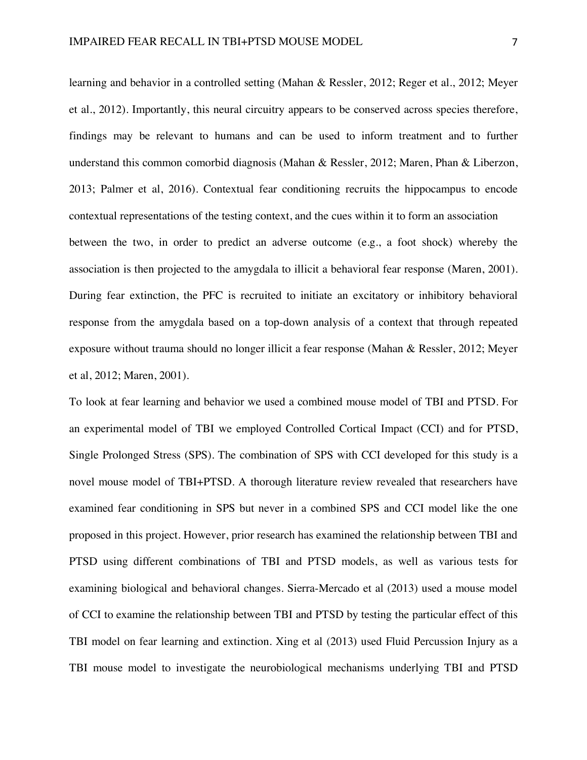learning and behavior in a controlled setting (Mahan & Ressler, 2012; Reger et al., 2012; Meyer et al., 2012). Importantly, this neural circuitry appears to be conserved across species therefore, findings may be relevant to humans and can be used to inform treatment and to further understand this common comorbid diagnosis (Mahan & Ressler, 2012; Maren, Phan & Liberzon, 2013; Palmer et al, 2016). Contextual fear conditioning recruits the hippocampus to encode contextual representations of the testing context, and the cues within it to form an association between the two, in order to predict an adverse outcome (e.g., a foot shock) whereby the association is then projected to the amygdala to illicit a behavioral fear response (Maren, 2001). During fear extinction, the PFC is recruited to initiate an excitatory or inhibitory behavioral response from the amygdala based on a top-down analysis of a context that through repeated exposure without trauma should no longer illicit a fear response (Mahan & Ressler, 2012; Meyer et al, 2012; Maren, 2001).

To look at fear learning and behavior we used a combined mouse model of TBI and PTSD. For an experimental model of TBI we employed Controlled Cortical Impact (CCI) and for PTSD, Single Prolonged Stress (SPS). The combination of SPS with CCI developed for this study is a novel mouse model of TBI+PTSD. A thorough literature review revealed that researchers have examined fear conditioning in SPS but never in a combined SPS and CCI model like the one proposed in this project. However, prior research has examined the relationship between TBI and PTSD using different combinations of TBI and PTSD models, as well as various tests for examining biological and behavioral changes. Sierra-Mercado et al (2013) used a mouse model of CCI to examine the relationship between TBI and PTSD by testing the particular effect of this TBI model on fear learning and extinction. Xing et al (2013) used Fluid Percussion Injury as a TBI mouse model to investigate the neurobiological mechanisms underlying TBI and PTSD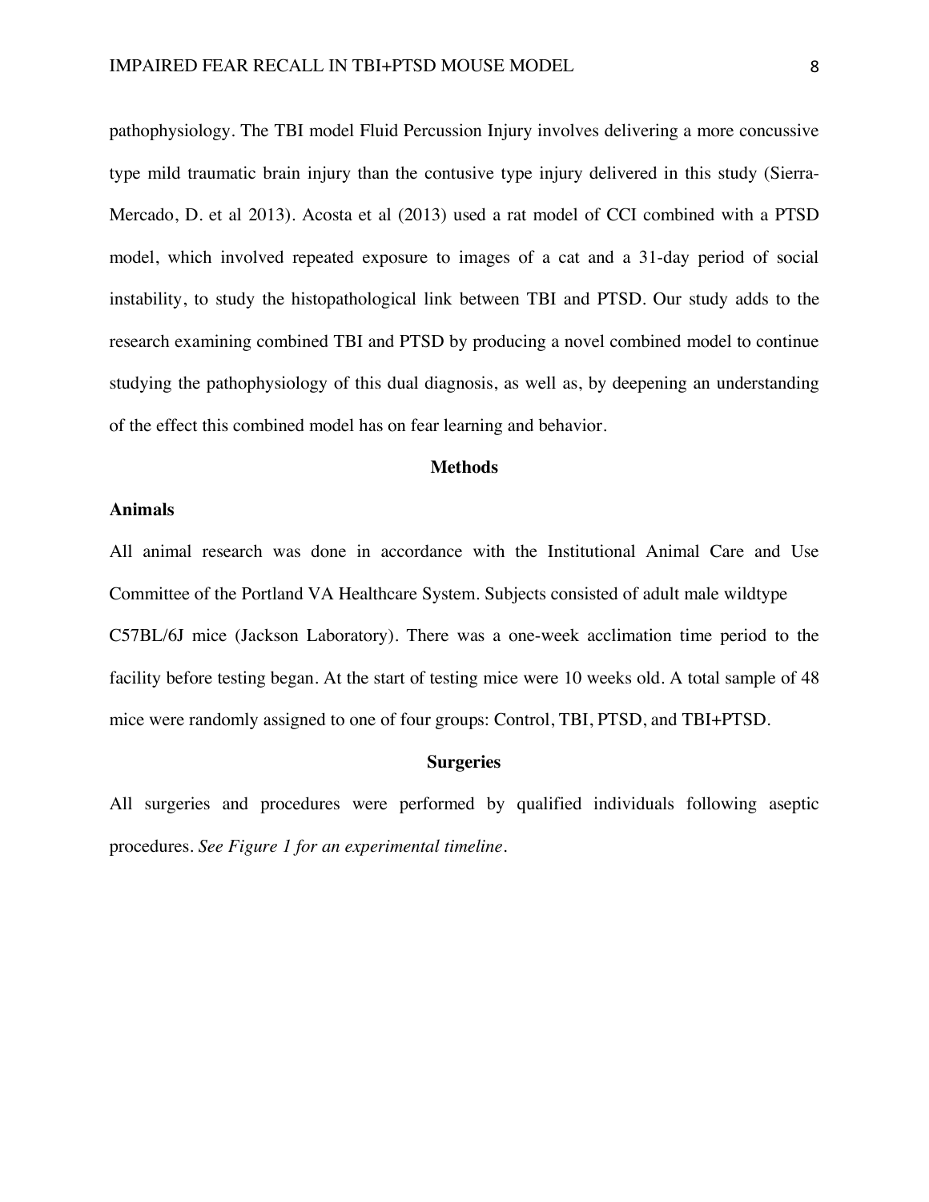pathophysiology. The TBI model Fluid Percussion Injury involves delivering a more concussive type mild traumatic brain injury than the contusive type injury delivered in this study (Sierra-Mercado, D. et al 2013). Acosta et al (2013) used a rat model of CCI combined with a PTSD model, which involved repeated exposure to images of a cat and a 31-day period of social instability, to study the histopathological link between TBI and PTSD. Our study adds to the research examining combined TBI and PTSD by producing a novel combined model to continue studying the pathophysiology of this dual diagnosis, as well as, by deepening an understanding of the effect this combined model has on fear learning and behavior.

## Methods

### Animals

All animal research was done in accordance with the Institutional Animal Care and Use Committee of the Portland VA Healthcare System. Subjects consisted of adult male wildtype C57BL/6J mice (Jackson Laboratory). There was a one-week acclimation time period to the facility before testing began. At the start of testing mice were 10 weeks old. A total sample of 48 mice were randomly assigned to one of four groups: Control, TBI, PTSD, and TBI+PTSD.

## Surgeries

All surgeries and procedures were performed by qualified individuals following aseptic procedures. *See Figure 1 for an experimental timeline.*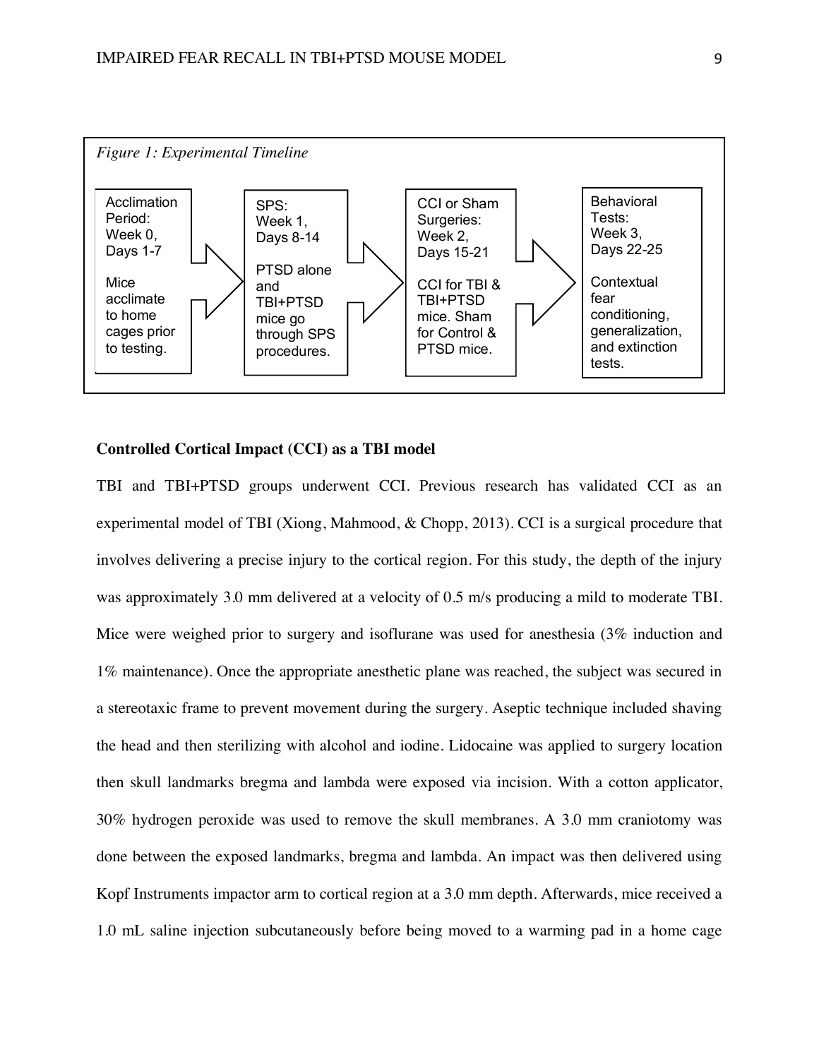*Figure 1: Experimental Timeline*

| Acclimation Period: Week 0, Days 1-7 | SPS: Week 1, Days 8-14 | CCI or Sham Surgeries: Week 2, Days 15-21 | Behavioral Tests: Week 3, Days 22-25 |
| --- | --- | --- | --- |
| Mice acclimate to home cages prior to testing. | PTSD alone and TBI+PTSD mice go through SPS procedures. | CCI for TBI & TBI+PTSD mice. Sham for Control & PTSD mice. | Contextual fear conditioning, generalization, and extinction tests. |

**Controlled Cortical Impact (CCI) as a TBI model**

TBI and TBI+PTSD groups underwent CCI. Previous research has validated CCI as an experimental model of TBI (Xiong, Mahmood, & Chopp, 2013). CCI is a surgical procedure that involves delivering a precise injury to the cortical region. For this study, the depth of the injury was approximately 3.0 mm delivered at a velocity of 0.5 m/s producing a mild to moderate TBI. Mice were weighed prior to surgery and isoflurane was used for anesthesia (3% induction and 1% maintenance). Once the appropriate anesthetic plane was reached, the subject was secured in a stereotaxic frame to prevent movement during the surgery. Aseptic technique included shaving the head and then sterilizing with alcohol and iodine. Lidocaine was applied to surgery location then skull landmarks bregma and lambda were exposed via incision. With a cotton applicator, 30% hydrogen peroxide was used to remove the skull membranes. A 3.0 mm craniotomy was done between the exposed landmarks, bregma and lambda. An impact was then delivered using Kopf Instruments impactor arm to cortical region at a 3.0 mm depth. Afterwards, mice received a 1.0 mL saline injection subcutaneously before being moved to a warming pad in a home cage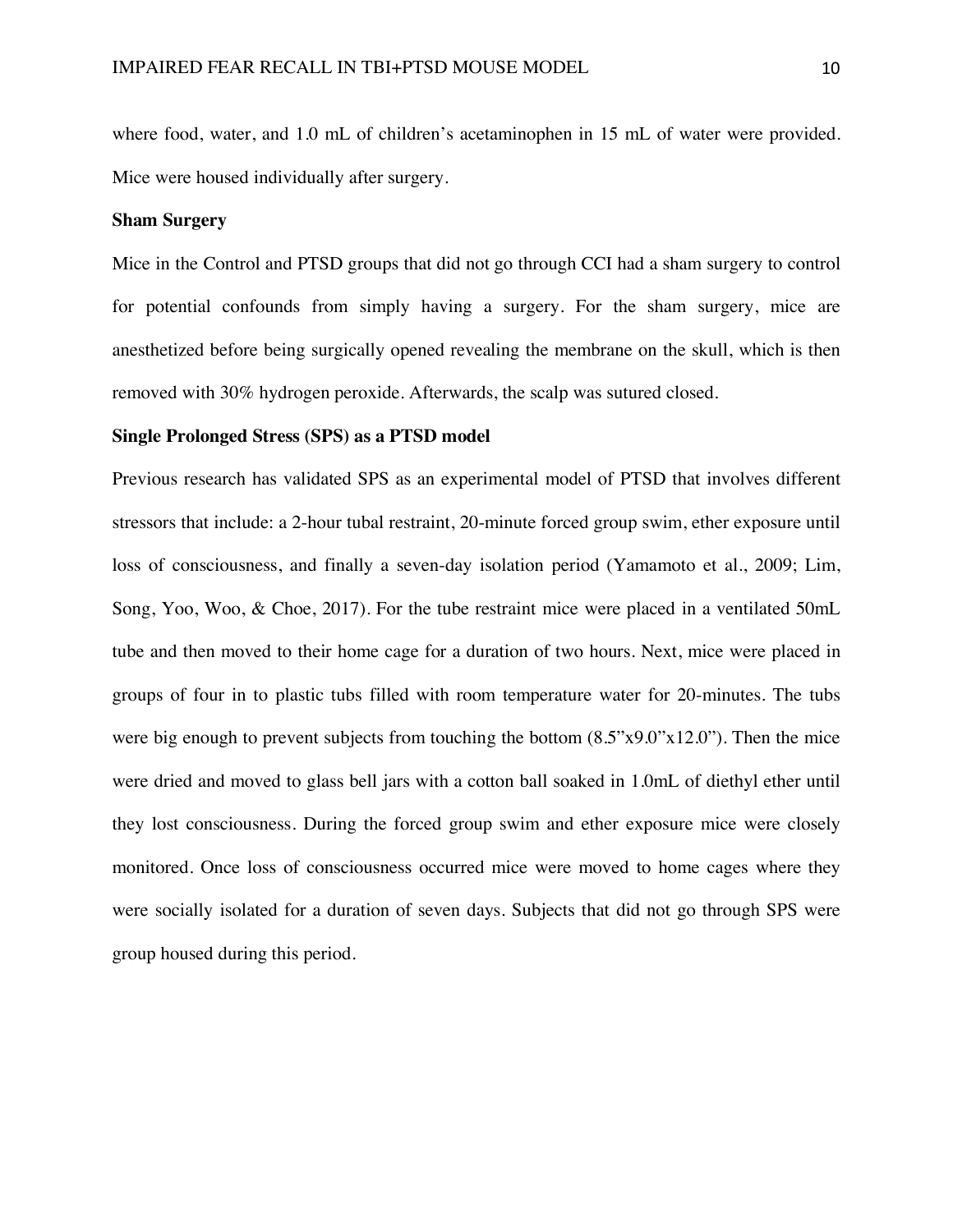where food, water, and 1.0 mL of children's acetaminophen in 15 mL of water were provided. Mice were housed individually after surgery.

**Sham Surgery**

Mice in the Control and PTSD groups that did not go through CCI had a sham surgery to control for potential confounds from simply having a surgery. For the sham surgery, mice are anesthetized before being surgically opened revealing the membrane on the skull, which is then removed with 30% hydrogen peroxide. Afterwards, the scalp was sutured closed.

**Single Prolonged Stress (SPS) as a PTSD model**

Previous research has validated SPS as an experimental model of PTSD that involves different stressors that include: a 2-hour tubal restraint, 20-minute forced group swim, ether exposure until loss of consciousness, and finally a seven-day isolation period (Yamamoto et al., 2009; Lim, Song, Yoo, Woo, & Choe, 2017). For the tube restraint mice were placed in a ventilated 50mL tube and then moved to their home cage for a duration of two hours. Next, mice were placed in groups of four in to plastic tubs filled with room temperature water for 20-minutes. The tubs were big enough to prevent subjects from touching the bottom (8.5"x9.0"x12.0"). Then the mice were dried and moved to glass bell jars with a cotton ball soaked in 1.0mL of diethyl ether until they lost consciousness. During the forced group swim and ether exposure mice were closely monitored. Once loss of consciousness occurred mice were moved to home cages where they were socially isolated for a duration of seven days. Subjects that did not go through SPS were group housed during this period.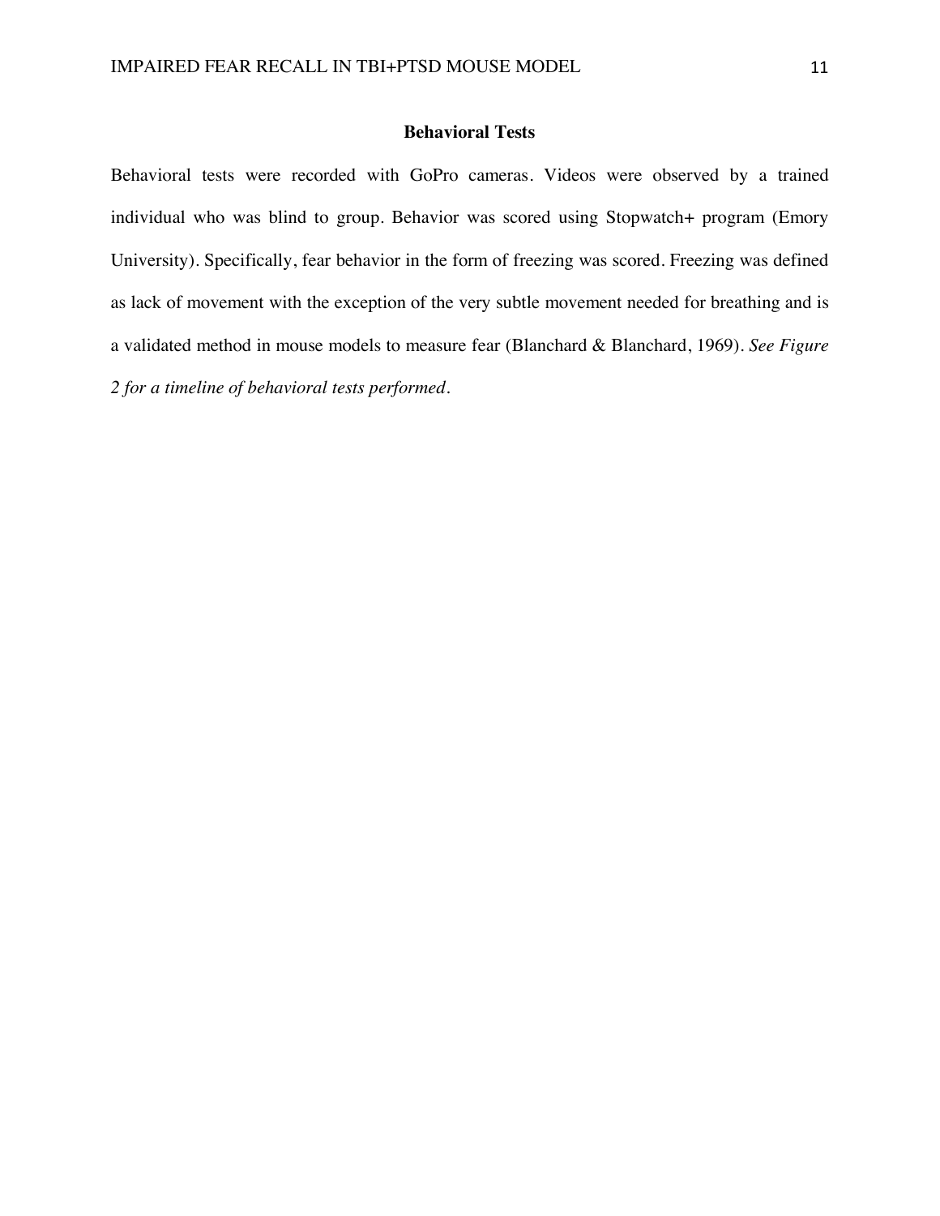## Behavioral Tests

Behavioral tests were recorded with GoPro cameras. Videos were observed by a trained individual who was blind to group. Behavior was scored using Stopwatch+ program (Emory University). Specifically, fear behavior in the form of freezing was scored. Freezing was defined as lack of movement with the exception of the very subtle movement needed for breathing and is a validated method in mouse models to measure fear (Blanchard & Blanchard, 1969). *See Figure 2 for a timeline of behavioral tests performed.*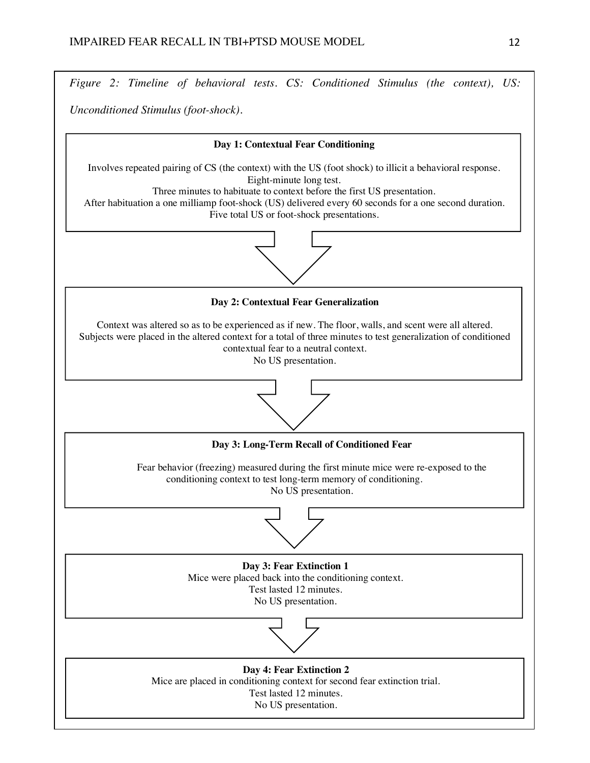*Figure 2: Timeline of behavioral tests. CS: Conditioned Stimulus (the context), US: Unconditioned Stimulus (foot-shock).*

**Day 1: Contextual Fear Conditioning**

Involves repeated pairing of CS (the context) with the US (foot shock) to illicit a behavioral response.
Eight-minute long test.
Three minutes to habituate to context before the first US presentation.
After habituation a one milliamp foot-shock (US) delivered every 60 seconds for a one second duration.
Five total US or foot-shock presentations.

↓

**Day 2: Contextual Fear Generalization**

Context was altered so as to be experienced as if new. The floor, walls, and scent were all altered.
Subjects were placed in the altered context for a total of three minutes to test generalization of conditioned contextual fear to a neutral context.
No US presentation.

↓

**Day 3: Long-Term Recall of Conditioned Fear**

Fear behavior (freezing) measured during the first minute mice were re-exposed to the conditioning context to test long-term memory of conditioning.
No US presentation.

↓

**Day 3: Fear Extinction 1**

Mice were placed back into the conditioning context.
Test lasted 12 minutes.
No US presentation.

↓

**Day 4: Fear Extinction 2**

Mice are placed in conditioning context for second fear extinction trial.
Test lasted 12 minutes.
No US presentation.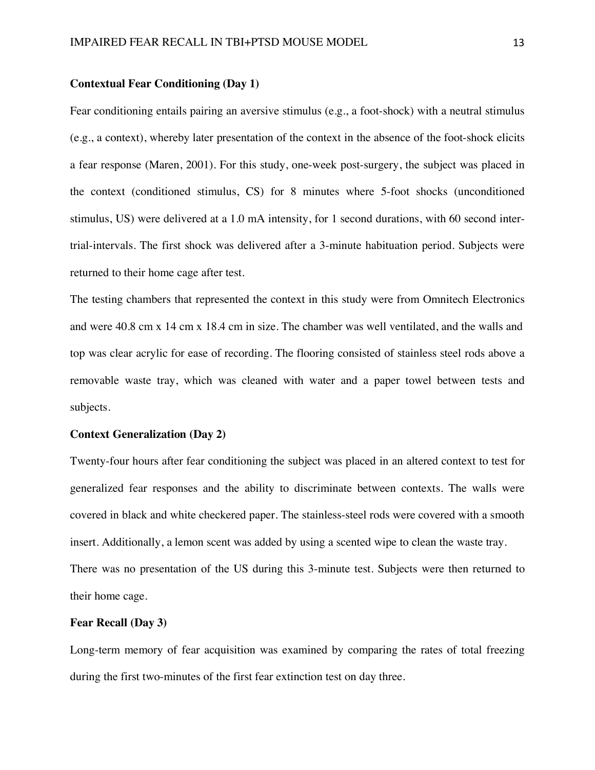**Contextual Fear Conditioning (Day 1)**

Fear conditioning entails pairing an aversive stimulus (e.g., a foot-shock) with a neutral stimulus (e.g., a context), whereby later presentation of the context in the absence of the foot-shock elicits a fear response (Maren, 2001). For this study, one-week post-surgery, the subject was placed in the context (conditioned stimulus, CS) for 8 minutes where 5-foot shocks (unconditioned stimulus, US) were delivered at a 1.0 mA intensity, for 1 second durations, with 60 second inter-trial-intervals. The first shock was delivered after a 3-minute habituation period. Subjects were returned to their home cage after test.

The testing chambers that represented the context in this study were from Omnitech Electronics and were 40.8 cm x 14 cm x 18.4 cm in size. The chamber was well ventilated, and the walls and top was clear acrylic for ease of recording. The flooring consisted of stainless steel rods above a removable waste tray, which was cleaned with water and a paper towel between tests and subjects.

**Context Generalization (Day 2)**

Twenty-four hours after fear conditioning the subject was placed in an altered context to test for generalized fear responses and the ability to discriminate between contexts. The walls were covered in black and white checkered paper. The stainless-steel rods were covered with a smooth insert. Additionally, a lemon scent was added by using a scented wipe to clean the waste tray.

There was no presentation of the US during this 3-minute test. Subjects were then returned to their home cage.

**Fear Recall (Day 3)**

Long-term memory of fear acquisition was examined by comparing the rates of total freezing during the first two-minutes of the first fear extinction test on day three.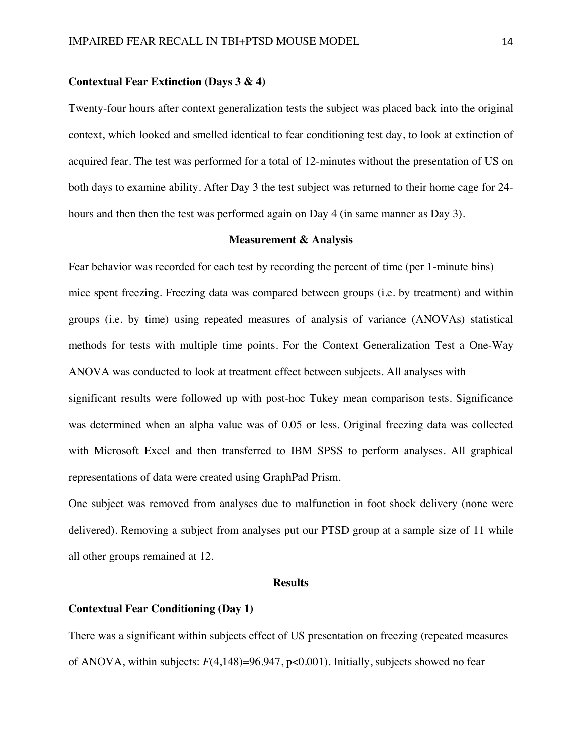**Contextual Fear Extinction (Days 3 & 4)**

Twenty-four hours after context generalization tests the subject was placed back into the original context, which looked and smelled identical to fear conditioning test day, to look at extinction of acquired fear. The test was performed for a total of 12-minutes without the presentation of US on both days to examine ability. After Day 3 the test subject was returned to their home cage for 24-hours and then then the test was performed again on Day 4 (in same manner as Day 3).

## Measurement & Analysis

Fear behavior was recorded for each test by recording the percent of time (per 1-minute bins) mice spent freezing. Freezing data was compared between groups (i.e. by treatment) and within groups (i.e. by time) using repeated measures of analysis of variance (ANOVAs) statistical methods for tests with multiple time points. For the Context Generalization Test a One-Way ANOVA was conducted to look at treatment effect between subjects. All analyses with significant results were followed up with post-hoc Tukey mean comparison tests. Significance was determined when an alpha value was of 0.05 or less. Original freezing data was collected with Microsoft Excel and then transferred to IBM SPSS to perform analyses. All graphical representations of data were created using GraphPad Prism.

One subject was removed from analyses due to malfunction in foot shock delivery (none were delivered). Removing a subject from analyses put our PTSD group at a sample size of 11 while all other groups remained at 12.

## Results

**Contextual Fear Conditioning (Day 1)**

There was a significant within subjects effect of US presentation on freezing (repeated measures of ANOVA, within subjects: $F(4,148)=96.947$, $p<0.001$). Initially, subjects showed no fear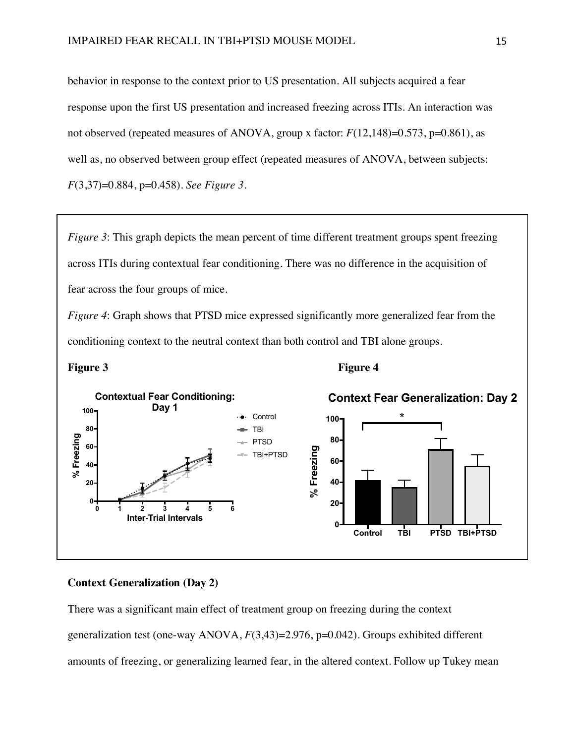behavior in response to the context prior to US presentation. All subjects acquired a fear response upon the first US presentation and increased freezing across ITIs. An interaction was not observed (repeated measures of ANOVA, group x factor: $F(12,148)=0.573$, $p=0.861$), as well as, no observed between group effect (repeated measures of ANOVA, between subjects: $F(3,37)=0.884$, $p=0.458$). *See Figure 3*.

*Figure 3*: This graph depicts the mean percent of time different treatment groups spent freezing across ITIs during contextual fear conditioning. There was no difference in the acquisition of fear across the four groups of mice.

*Figure 4*: Graph shows that PTSD mice expressed significantly more generalized fear from the conditioning context to the neutral context than both control and TBI alone groups.

**Figure 3**

**Figure 4**

### Context Generalization (Day 2)

There was a significant main effect of treatment group on freezing during the context generalization test (one-way ANOVA, $F(3,43)=2.976$, $p=0.042$). Groups exhibited different amounts of freezing, or generalizing learned fear, in the altered context. Follow up Tukey mean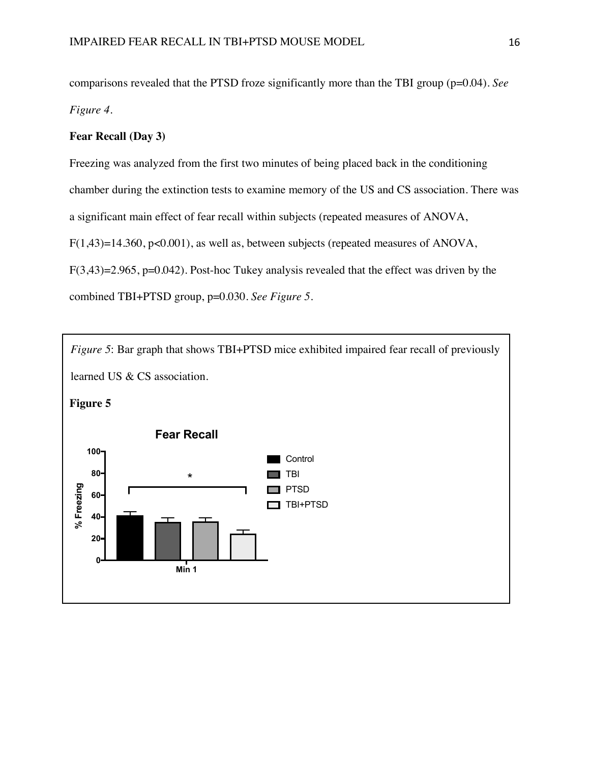comparisons revealed that the PTSD froze significantly more than the TBI group ($p=0.04$). *See Figure 4.*

**Fear Recall (Day 3)**

Freezing was analyzed from the first two minutes of being placed back in the conditioning chamber during the extinction tests to examine memory of the US and CS association. There was a significant main effect of fear recall within subjects (repeated measures of ANOVA, $F(1,43)=14.360$, $p<0.001$), as well as, between subjects (repeated measures of ANOVA, $F(3,43)=2.965$, $p=0.042$). Post-hoc Tukey analysis revealed that the effect was driven by the combined TBI+PTSD group, $p=0.030$. *See Figure 5.*

*Figure 5*: Bar graph that shows TBI+PTSD mice exhibited impaired fear recall of previously learned US & CS association.

**Figure 5**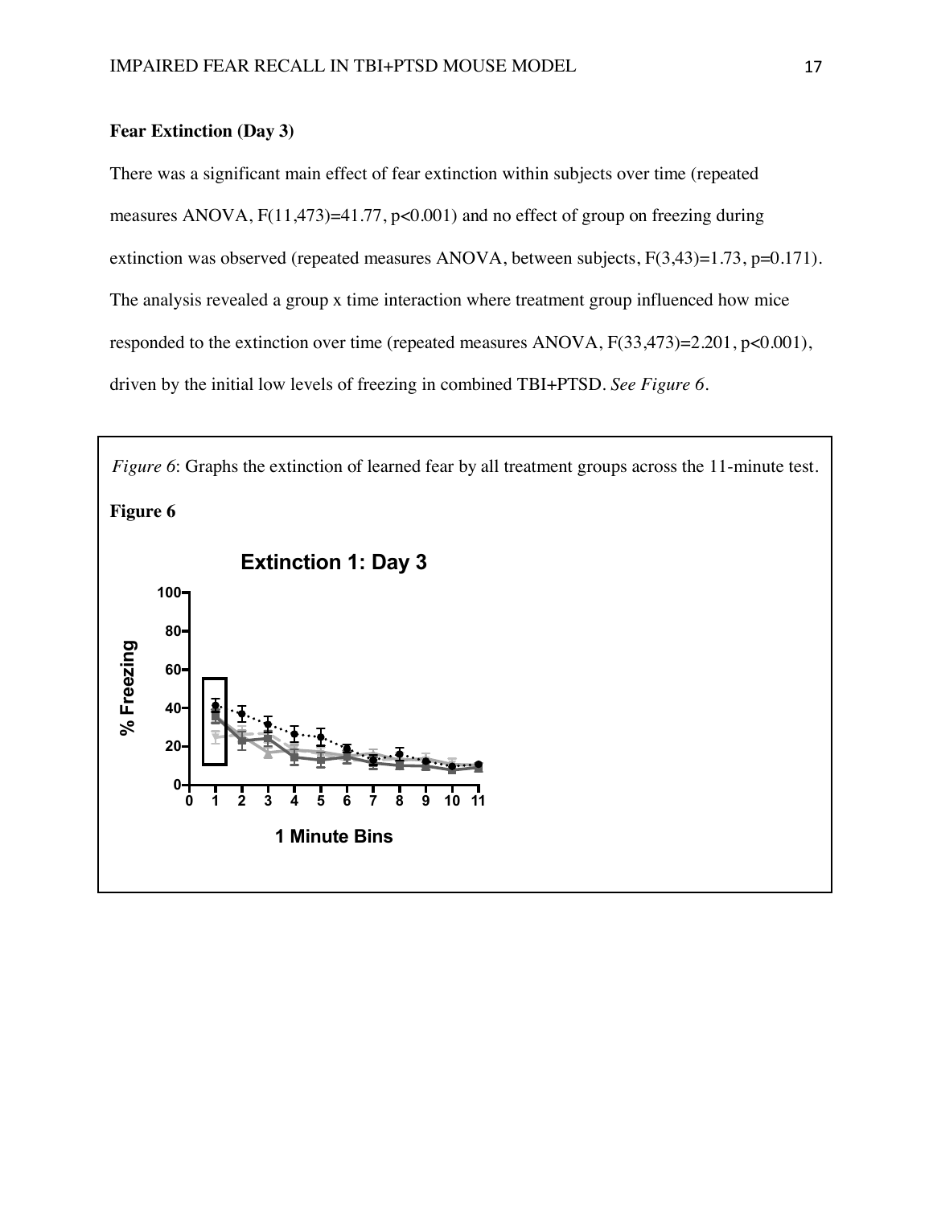**Fear Extinction (Day 3)**

There was a significant main effect of fear extinction within subjects over time (repeated measures ANOVA, $F(11,473)=41.77$, $p<0.001$) and no effect of group on freezing during extinction was observed (repeated measures ANOVA, between subjects, $F(3,43)=1.73$, $p=0.171$). The analysis revealed a group x time interaction where treatment group influenced how mice responded to the extinction over time (repeated measures ANOVA, $F(33,473)=2.201$, $p<0.001$), driven by the initial low levels of freezing in combined TBI+PTSD. *See Figure 6.*

*Figure 6*: Graphs the extinction of learned fear by all treatment groups across the 11-minute test.

**Figure 6**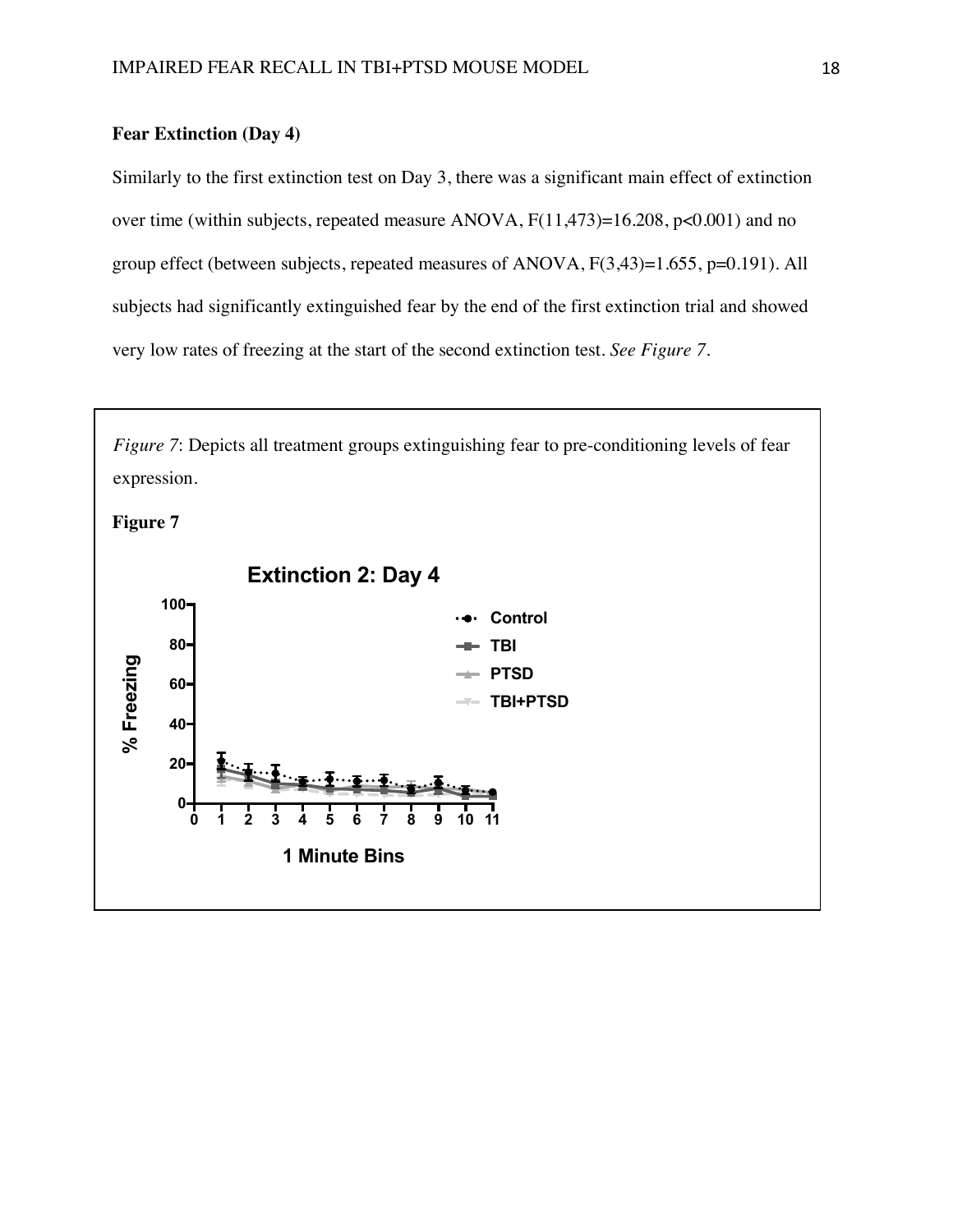**Fear Extinction (Day 4)**

Similarly to the first extinction test on Day 3, there was a significant main effect of extinction over time (within subjects, repeated measure ANOVA, $F(11,473)=16.208$, $p<0.001$) and no group effect (between subjects, repeated measures of ANOVA, $F(3,43)=1.655$, $p=0.191$). All subjects had significantly extinguished fear by the end of the first extinction trial and showed very low rates of freezing at the start of the second extinction test. *See Figure 7*.

*Figure 7*: Depicts all treatment groups extinguishing fear to pre-conditioning levels of fear expression.

**Figure 7**

**Extinction 2: Day 4**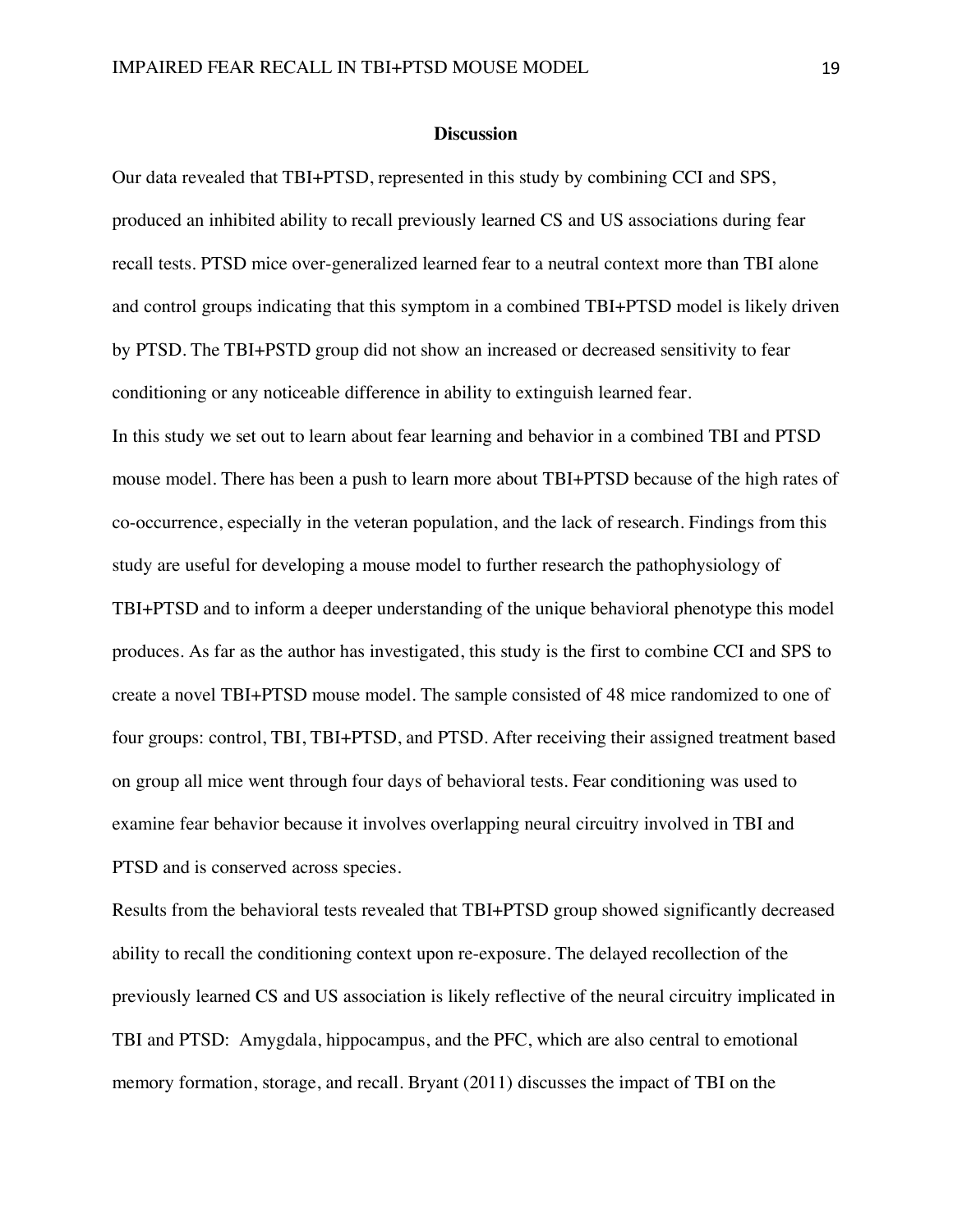## Discussion

Our data revealed that TBI+PTSD, represented in this study by combining CCI and SPS, produced an inhibited ability to recall previously learned CS and US associations during fear recall tests. PTSD mice over-generalized learned fear to a neutral context more than TBI alone and control groups indicating that this symptom in a combined TBI+PTSD model is likely driven by PTSD. The TBI+PSTD group did not show an increased or decreased sensitivity to fear conditioning or any noticeable difference in ability to extinguish learned fear.

In this study we set out to learn about fear learning and behavior in a combined TBI and PTSD mouse model. There has been a push to learn more about TBI+PTSD because of the high rates of co-occurrence, especially in the veteran population, and the lack of research. Findings from this study are useful for developing a mouse model to further research the pathophysiology of TBI+PTSD and to inform a deeper understanding of the unique behavioral phenotype this model produces. As far as the author has investigated, this study is the first to combine CCI and SPS to create a novel TBI+PTSD mouse model. The sample consisted of 48 mice randomized to one of four groups: control, TBI, TBI+PTSD, and PTSD. After receiving their assigned treatment based on group all mice went through four days of behavioral tests. Fear conditioning was used to examine fear behavior because it involves overlapping neural circuitry involved in TBI and PTSD and is conserved across species.

Results from the behavioral tests revealed that TBI+PTSD group showed significantly decreased ability to recall the conditioning context upon re-exposure. The delayed recollection of the previously learned CS and US association is likely reflective of the neural circuitry implicated in TBI and PTSD: Amygdala, hippocampus, and the PFC, which are also central to emotional memory formation, storage, and recall. Bryant (2011) discusses the impact of TBI on the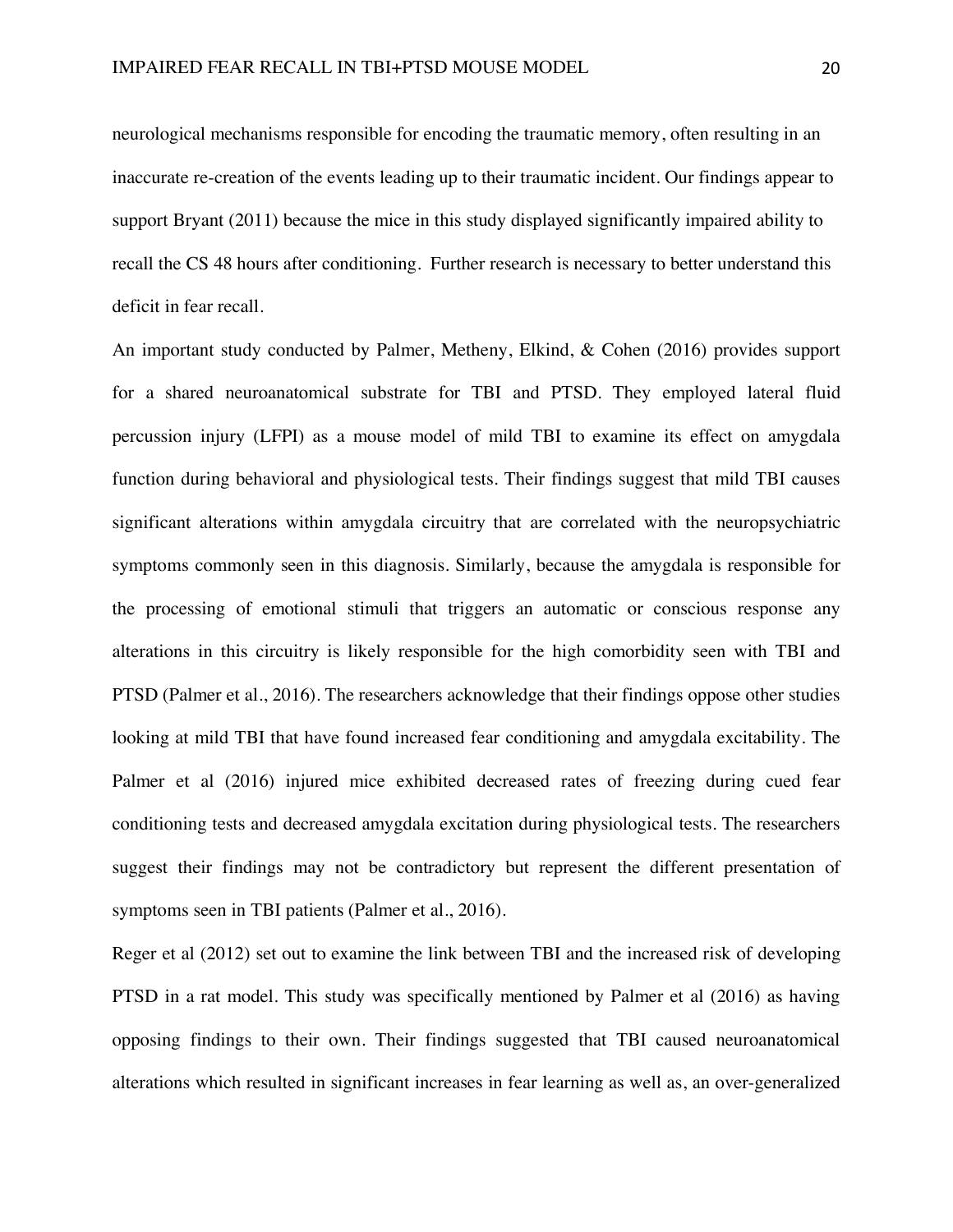neurological mechanisms responsible for encoding the traumatic memory, often resulting in an inaccurate re-creation of the events leading up to their traumatic incident. Our findings appear to support Bryant (2011) because the mice in this study displayed significantly impaired ability to recall the CS 48 hours after conditioning. Further research is necessary to better understand this deficit in fear recall.

An important study conducted by Palmer, Metheny, Elkind, & Cohen (2016) provides support for a shared neuroanatomical substrate for TBI and PTSD. They employed lateral fluid percussion injury (LFPI) as a mouse model of mild TBI to examine its effect on amygdala function during behavioral and physiological tests. Their findings suggest that mild TBI causes significant alterations within amygdala circuitry that are correlated with the neuropsychiatric symptoms commonly seen in this diagnosis. Similarly, because the amygdala is responsible for the processing of emotional stimuli that triggers an automatic or conscious response any alterations in this circuitry is likely responsible for the high comorbidity seen with TBI and PTSD (Palmer et al., 2016). The researchers acknowledge that their findings oppose other studies looking at mild TBI that have found increased fear conditioning and amygdala excitability. The Palmer et al (2016) injured mice exhibited decreased rates of freezing during cued fear conditioning tests and decreased amygdala excitation during physiological tests. The researchers suggest their findings may not be contradictory but represent the different presentation of symptoms seen in TBI patients (Palmer et al., 2016).

Reger et al (2012) set out to examine the link between TBI and the increased risk of developing PTSD in a rat model. This study was specifically mentioned by Palmer et al (2016) as having opposing findings to their own. Their findings suggested that TBI caused neuroanatomical alterations which resulted in significant increases in fear learning as well as, an over-generalized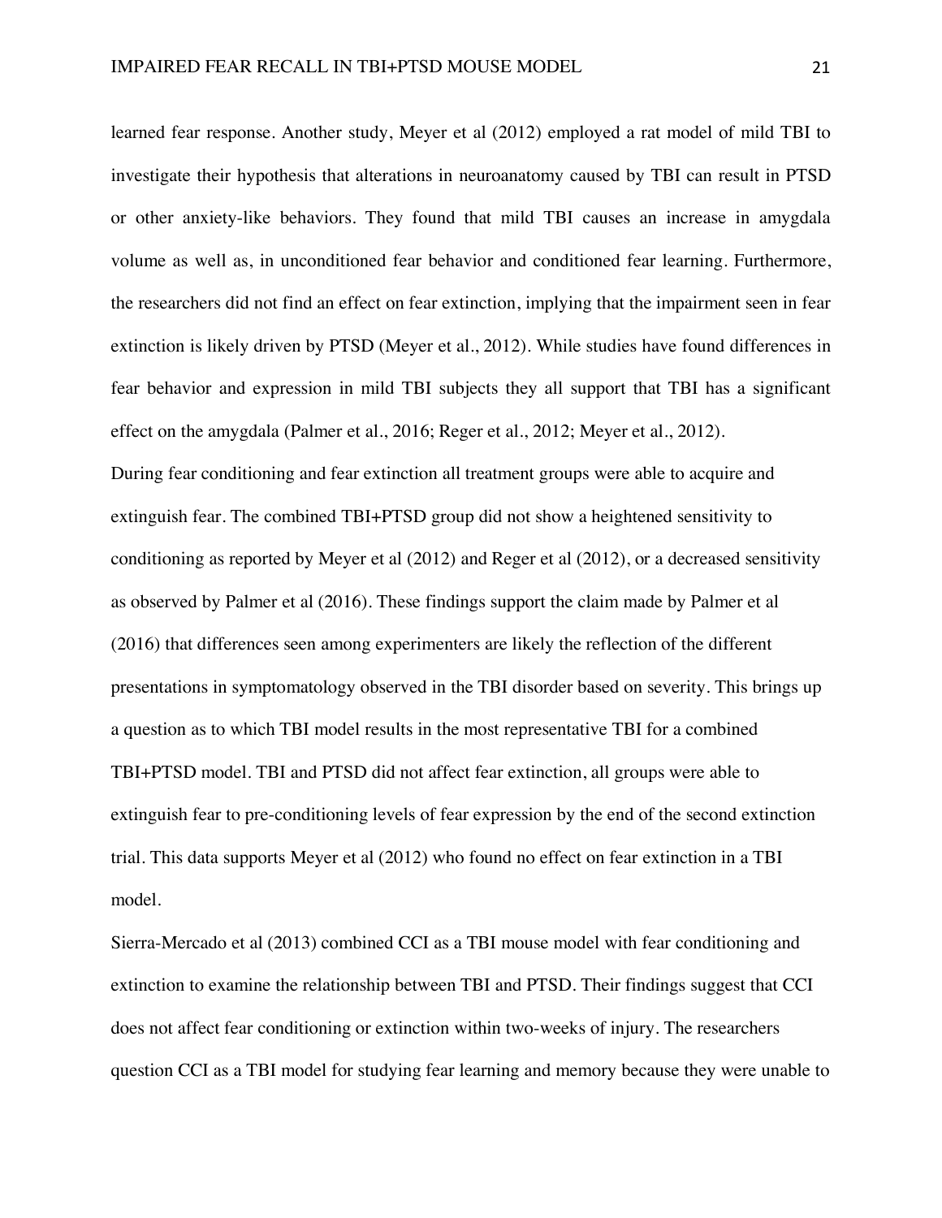learned fear response. Another study, Meyer et al (2012) employed a rat model of mild TBI to investigate their hypothesis that alterations in neuroanatomy caused by TBI can result in PTSD or other anxiety-like behaviors. They found that mild TBI causes an increase in amygdala volume as well as, in unconditioned fear behavior and conditioned fear learning. Furthermore, the researchers did not find an effect on fear extinction, implying that the impairment seen in fear extinction is likely driven by PTSD (Meyer et al., 2012). While studies have found differences in fear behavior and expression in mild TBI subjects they all support that TBI has a significant effect on the amygdala (Palmer et al., 2016; Reger et al., 2012; Meyer et al., 2012).

During fear conditioning and fear extinction all treatment groups were able to acquire and extinguish fear. The combined TBI+PTSD group did not show a heightened sensitivity to conditioning as reported by Meyer et al (2012) and Reger et al (2012), or a decreased sensitivity as observed by Palmer et al (2016). These findings support the claim made by Palmer et al (2016) that differences seen among experimenters are likely the reflection of the different presentations in symptomatology observed in the TBI disorder based on severity. This brings up a question as to which TBI model results in the most representative TBI for a combined TBI+PTSD model. TBI and PTSD did not affect fear extinction, all groups were able to extinguish fear to pre-conditioning levels of fear expression by the end of the second extinction trial. This data supports Meyer et al (2012) who found no effect on fear extinction in a TBI model.

Sierra-Mercado et al (2013) combined CCI as a TBI mouse model with fear conditioning and extinction to examine the relationship between TBI and PTSD. Their findings suggest that CCI does not affect fear conditioning or extinction within two-weeks of injury. The researchers question CCI as a TBI model for studying fear learning and memory because they were unable to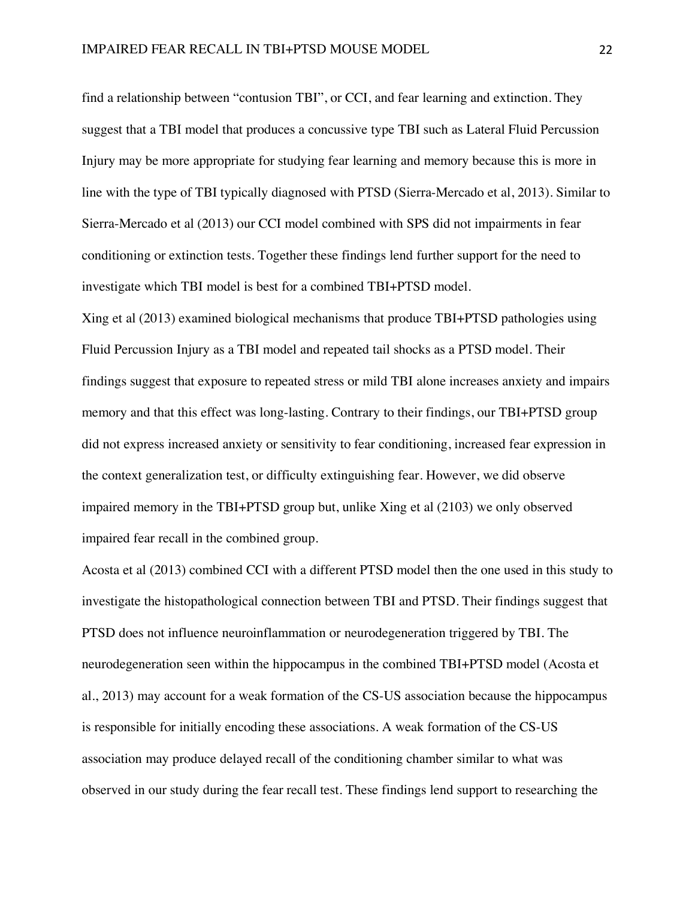find a relationship between "contusion TBI", or CCI, and fear learning and extinction. They suggest that a TBI model that produces a concussive type TBI such as Lateral Fluid Percussion Injury may be more appropriate for studying fear learning and memory because this is more in line with the type of TBI typically diagnosed with PTSD (Sierra-Mercado et al, 2013). Similar to Sierra-Mercado et al (2013) our CCI model combined with SPS did not impairments in fear conditioning or extinction tests. Together these findings lend further support for the need to investigate which TBI model is best for a combined TBI+PTSD model.

Xing et al (2013) examined biological mechanisms that produce TBI+PTSD pathologies using Fluid Percussion Injury as a TBI model and repeated tail shocks as a PTSD model. Their findings suggest that exposure to repeated stress or mild TBI alone increases anxiety and impairs memory and that this effect was long-lasting. Contrary to their findings, our TBI+PTSD group did not express increased anxiety or sensitivity to fear conditioning, increased fear expression in the context generalization test, or difficulty extinguishing fear. However, we did observe impaired memory in the TBI+PTSD group but, unlike Xing et al (2103) we only observed impaired fear recall in the combined group.

Acosta et al (2013) combined CCI with a different PTSD model then the one used in this study to investigate the histopathological connection between TBI and PTSD. Their findings suggest that PTSD does not influence neuroinflammation or neurodegeneration triggered by TBI. The neurodegeneration seen within the hippocampus in the combined TBI+PTSD model (Acosta et al., 2013) may account for a weak formation of the CS-US association because the hippocampus is responsible for initially encoding these associations. A weak formation of the CS-US association may produce delayed recall of the conditioning chamber similar to what was observed in our study during the fear recall test. These findings lend support to researching the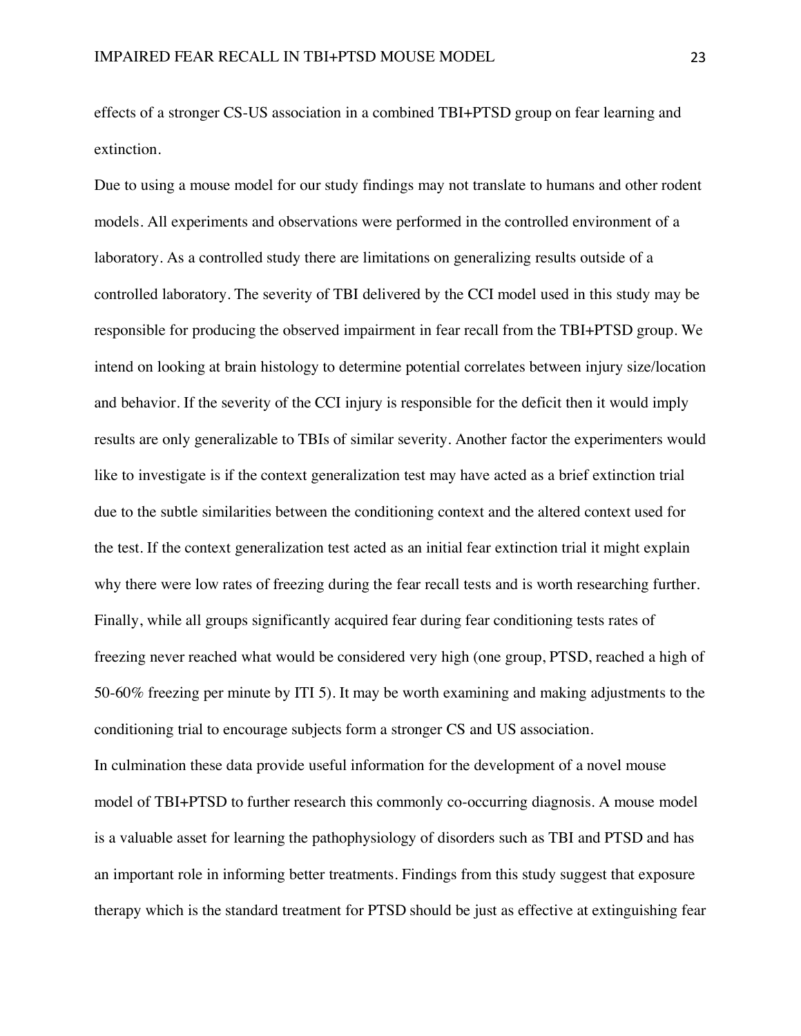effects of a stronger CS-US association in a combined TBI+PTSD group on fear learning and extinction.

Due to using a mouse model for our study findings may not translate to humans and other rodent models. All experiments and observations were performed in the controlled environment of a laboratory. As a controlled study there are limitations on generalizing results outside of a controlled laboratory. The severity of TBI delivered by the CCI model used in this study may be responsible for producing the observed impairment in fear recall from the TBI+PTSD group. We intend on looking at brain histology to determine potential correlates between injury size/location and behavior. If the severity of the CCI injury is responsible for the deficit then it would imply results are only generalizable to TBIs of similar severity. Another factor the experimenters would like to investigate is if the context generalization test may have acted as a brief extinction trial due to the subtle similarities between the conditioning context and the altered context used for the test. If the context generalization test acted as an initial fear extinction trial it might explain why there were low rates of freezing during the fear recall tests and is worth researching further. Finally, while all groups significantly acquired fear during fear conditioning tests rates of freezing never reached what would be considered very high (one group, PTSD, reached a high of 50-60% freezing per minute by ITI 5). It may be worth examining and making adjustments to the conditioning trial to encourage subjects form a stronger CS and US association.

In culmination these data provide useful information for the development of a novel mouse model of TBI+PTSD to further research this commonly co-occurring diagnosis. A mouse model is a valuable asset for learning the pathophysiology of disorders such as TBI and PTSD and has an important role in informing better treatments. Findings from this study suggest that exposure therapy which is the standard treatment for PTSD should be just as effective at extinguishing fear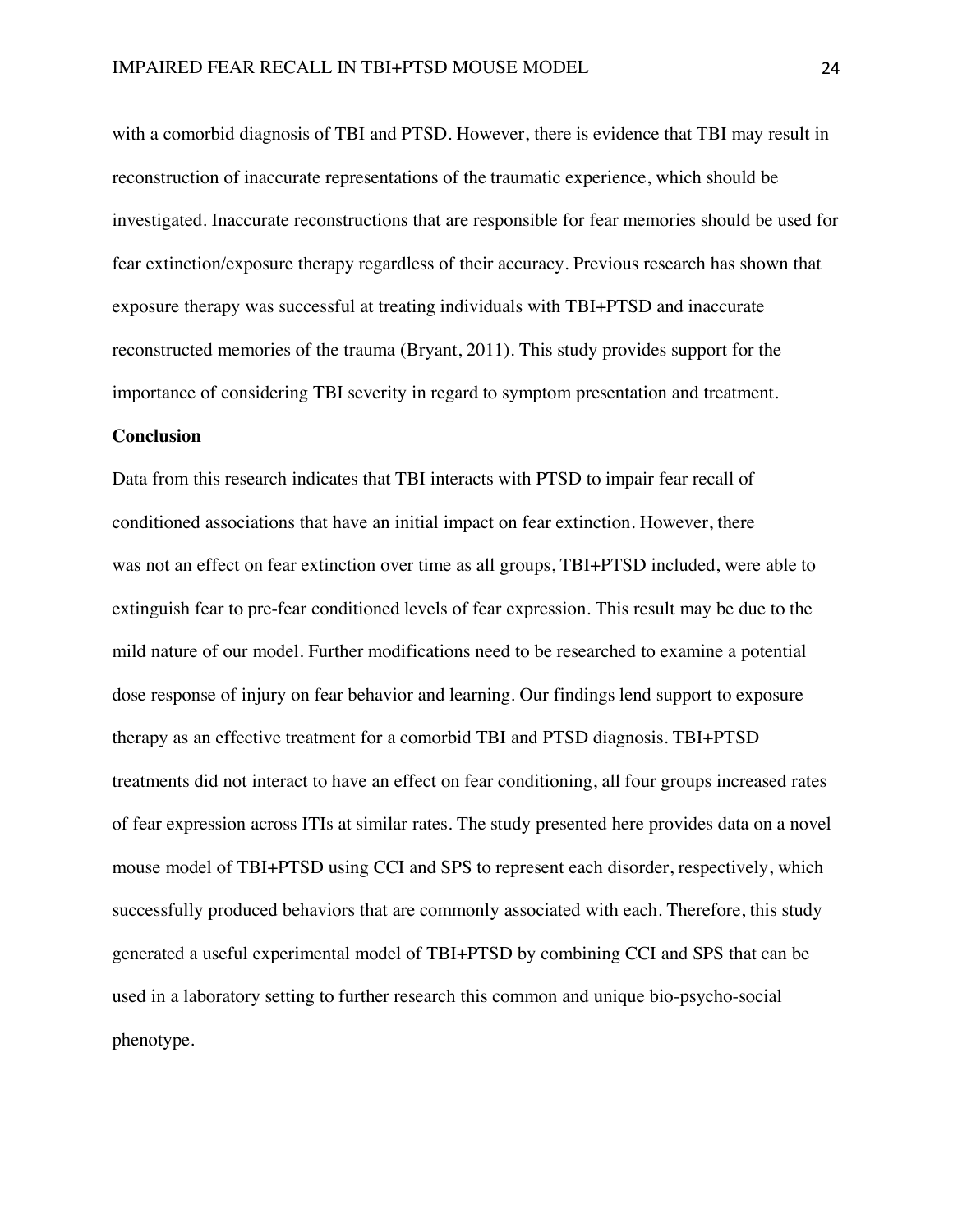with a comorbid diagnosis of TBI and PTSD. However, there is evidence that TBI may result in reconstruction of inaccurate representations of the traumatic experience, which should be investigated. Inaccurate reconstructions that are responsible for fear memories should be used for fear extinction/exposure therapy regardless of their accuracy. Previous research has shown that exposure therapy was successful at treating individuals with TBI+PTSD and inaccurate reconstructed memories of the trauma (Bryant, 2011). This study provides support for the importance of considering TBI severity in regard to symptom presentation and treatment.

**Conclusion**

Data from this research indicates that TBI interacts with PTSD to impair fear recall of conditioned associations that have an initial impact on fear extinction. However, there was not an effect on fear extinction over time as all groups, TBI+PTSD included, were able to extinguish fear to pre-fear conditioned levels of fear expression. This result may be due to the mild nature of our model. Further modifications need to be researched to examine a potential dose response of injury on fear behavior and learning. Our findings lend support to exposure therapy as an effective treatment for a comorbid TBI and PTSD diagnosis. TBI+PTSD treatments did not interact to have an effect on fear conditioning, all four groups increased rates of fear expression across ITIs at similar rates. The study presented here provides data on a novel mouse model of TBI+PTSD using CCI and SPS to represent each disorder, respectively, which successfully produced behaviors that are commonly associated with each. Therefore, this study generated a useful experimental model of TBI+PTSD by combining CCI and SPS that can be used in a laboratory setting to further research this common and unique bio-psycho-social phenotype.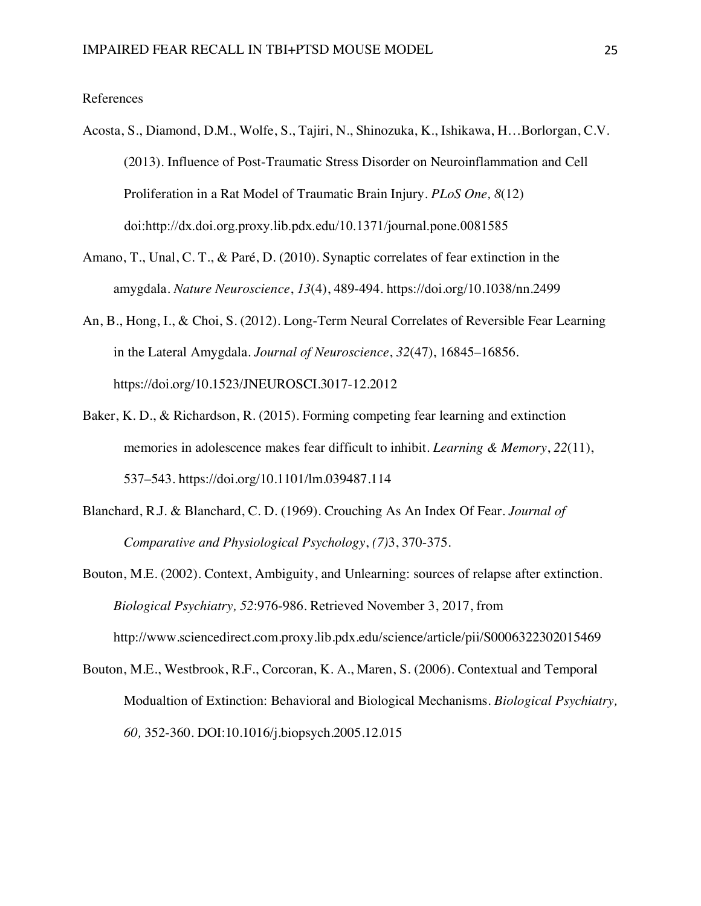References

Acosta, S., Diamond, D.M., Wolfe, S., Tajiri, N., Shinozuka, K., Ishikawa, H…Borlorgan, C.V. (2013). Influence of Post-Traumatic Stress Disorder on Neuroinflammation and Cell Proliferation in a Rat Model of Traumatic Brain Injury. *PLoS One, 8*(12) doi:http://dx.doi.org.proxy.lib.pdx.edu/10.1371/journal.pone.0081585

Amano, T., Unal, C. T., & Paré, D. (2010). Synaptic correlates of fear extinction in the amygdala. *Nature Neuroscience*, *13*(4), 489-494. https://doi.org/10.1038/nn.2499

An, B., Hong, I., & Choi, S. (2012). Long-Term Neural Correlates of Reversible Fear Learning in the Lateral Amygdala. *Journal of Neuroscience*, *32*(47), 16845–16856. https://doi.org/10.1523/JNEUROSCI.3017-12.2012

Baker, K. D., & Richardson, R. (2015). Forming competing fear learning and extinction memories in adolescence makes fear difficult to inhibit. *Learning & Memory*, *22*(11), 537–543. https://doi.org/10.1101/lm.039487.114

Blanchard, R.J. & Blanchard, C. D. (1969). Crouching As An Index Of Fear. *Journal of Comparative and Physiological Psychology*, *(7)*3, 370-375.

Bouton, M.E. (2002). Context, Ambiguity, and Unlearning: sources of relapse after extinction. *Biological Psychiatry, 52*:976-986. Retrieved November 3, 2017, from http://www.sciencedirect.com.proxy.lib.pdx.edu/science/article/pii/S0006322302015469

Bouton, M.E., Westbrook, R.F., Corcoran, K. A., Maren, S. (2006). Contextual and Temporal Modualtion of Extinction: Behavioral and Biological Mechanisms. *Biological Psychiatry, 60,* 352-360. DOI:10.1016/j.biopsych.2005.12.015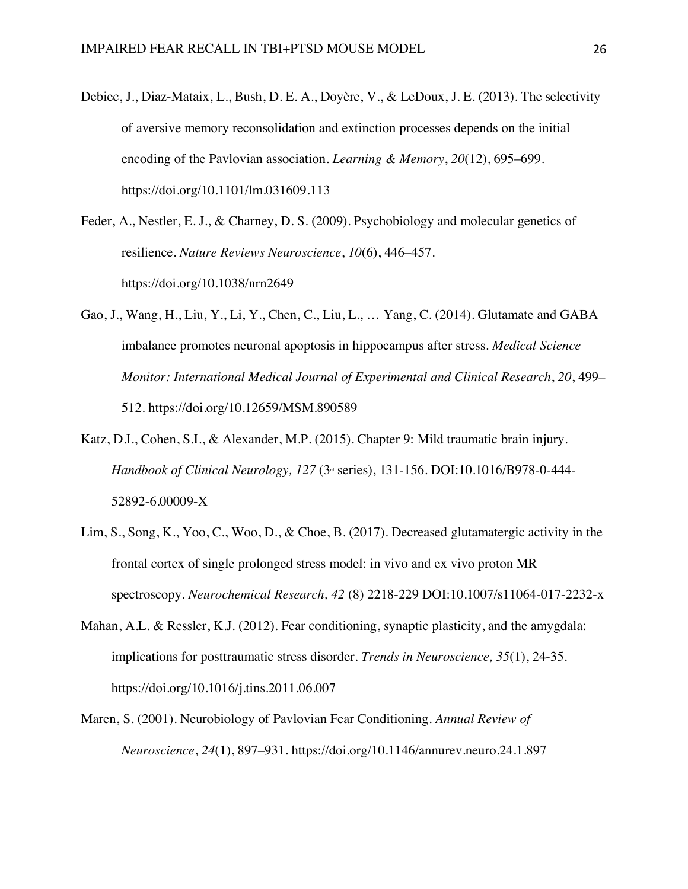Debiec, J., Diaz-Mataix, L., Bush, D. E. A., Doyère, V., & LeDoux, J. E. (2013). The selectivity of aversive memory reconsolidation and extinction processes depends on the initial encoding of the Pavlovian association. *Learning & Memory*, *20*(12), 695–699. https://doi.org/10.1101/lm.031609.113

Feder, A., Nestler, E. J., & Charney, D. S. (2009). Psychobiology and molecular genetics of resilience. *Nature Reviews Neuroscience*, *10*(6), 446–457. https://doi.org/10.1038/nrn2649

Gao, J., Wang, H., Liu, Y., Li, Y., Chen, C., Liu, L., … Yang, C. (2014). Glutamate and GABA imbalance promotes neuronal apoptosis in hippocampus after stress. *Medical Science Monitor: International Medical Journal of Experimental and Clinical Research*, *20*, 499–512. https://doi.org/10.12659/MSM.890589

Katz, D.I., Cohen, S.I., & Alexander, M.P. (2015). Chapter 9: Mild traumatic brain injury. *Handbook of Clinical Neurology, 127* (3rd series), 131-156. DOI:10.1016/B978-0-444-52892-6.00009-X

Lim, S., Song, K., Yoo, C., Woo, D., & Choe, B. (2017). Decreased glutamatergic activity in the frontal cortex of single prolonged stress model: in vivo and ex vivo proton MR spectroscopy. *Neurochemical Research, 42* (8) 2218-229 DOI:10.1007/s11064-017-2232-x

Mahan, A.L. & Ressler, K.J. (2012). Fear conditioning, synaptic plasticity, and the amygdala: implications for posttraumatic stress disorder. *Trends in Neuroscience, 35*(1), 24-35. https://doi.org/10.1016/j.tins.2011.06.007

Maren, S. (2001). Neurobiology of Pavlovian Fear Conditioning. *Annual Review of Neuroscience*, *24*(1), 897–931. https://doi.org/10.1146/annurev.neuro.24.1.897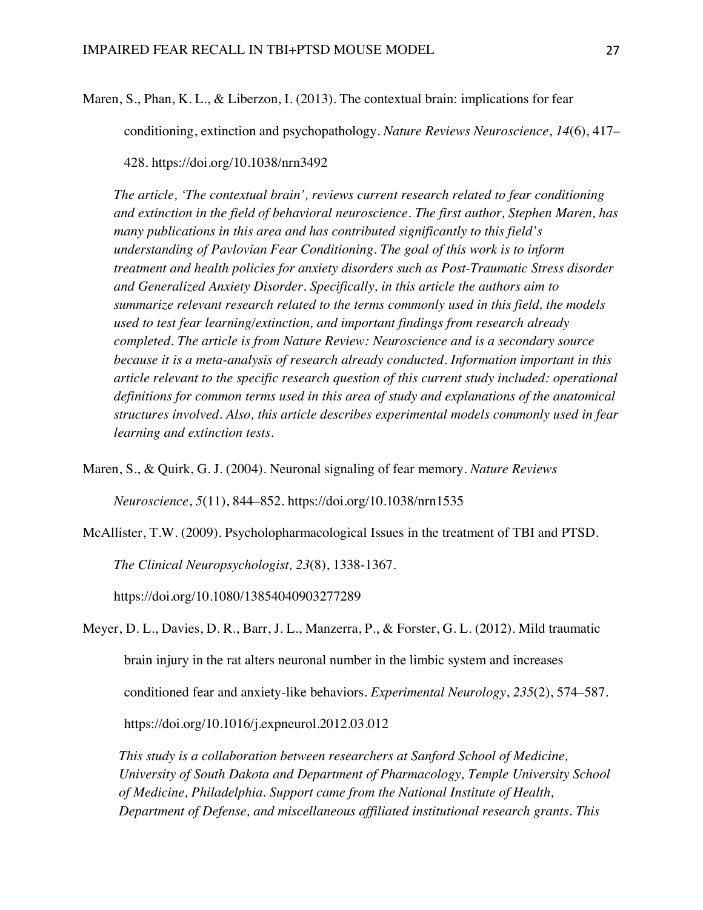Maren, S., Phan, K. L., & Liberzon, I. (2013). The contextual brain: implications for fear conditioning, extinction and psychopathology. *Nature Reviews Neuroscience*, *14*(6), 417–428. https://doi.org/10.1038/nrn3492

*The article, 'The contextual brain', reviews current research related to fear conditioning and extinction in the field of behavioral neuroscience. The first author, Stephen Maren, has many publications in this area and has contributed significantly to this field's understanding of Pavlovian Fear Conditioning. The goal of this work is to inform treatment and health policies for anxiety disorders such as Post-Traumatic Stress disorder and Generalized Anxiety Disorder. Specifically, in this article the authors aim to summarize relevant research related to the terms commonly used in this field, the models used to test fear learning/extinction, and important findings from research already completed. The article is from Nature Review: Neuroscience and is a secondary source because it is a meta-analysis of research already conducted. Information important in this article relevant to the specific research question of this current study included: operational definitions for common terms used in this area of study and explanations of the anatomical structures involved. Also, this article describes experimental models commonly used in fear learning and extinction tests.*

Maren, S., & Quirk, G. J. (2004). Neuronal signaling of fear memory. *Nature Reviews Neuroscience*, *5*(11), 844–852. https://doi.org/10.1038/nrn1535

McAllister, T.W. (2009). Psycholopharmacological Issues in the treatment of TBI and PTSD. *The Clinical Neuropsychologist, 23*(8), 1338-1367. https://doi.org/10.1080/13854040903277289

Meyer, D. L., Davies, D. R., Barr, J. L., Manzerra, P., & Forster, G. L. (2012). Mild traumatic brain injury in the rat alters neuronal number in the limbic system and increases conditioned fear and anxiety-like behaviors. *Experimental Neurology*, *235*(2), 574–587. https://doi.org/10.1016/j.expneurol.2012.03.012

*This study is a collaboration between researchers at Sanford School of Medicine, University of South Dakota and Department of Pharmacology, Temple University School of Medicine, Philadelphia. Support came from the National Institute of Health, Department of Defense, and miscellaneous affiliated institutional research grants. This*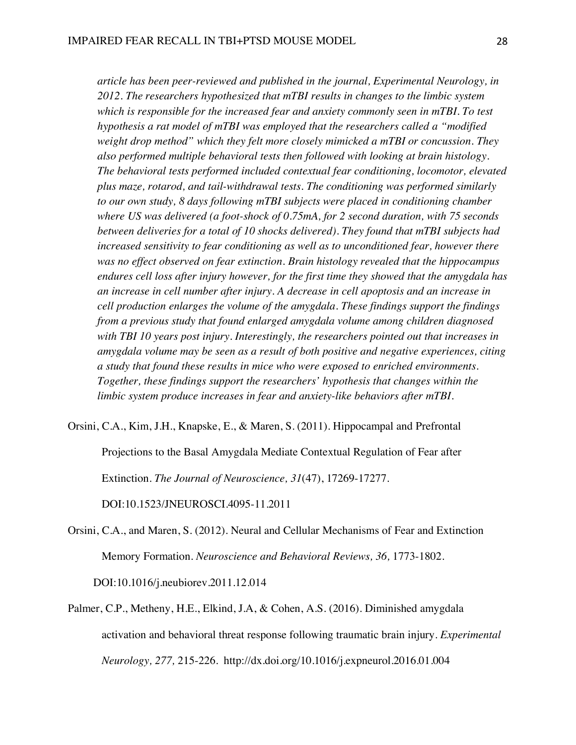*article has been peer-reviewed and published in the journal, Experimental Neurology, in 2012. The researchers hypothesized that mTBI results in changes to the limbic system which is responsible for the increased fear and anxiety commonly seen in mTBI. To test hypothesis a rat model of mTBI was employed that the researchers called a "modified weight drop method" which they felt more closely mimicked a mTBI or concussion. They also performed multiple behavioral tests then followed with looking at brain histology. The behavioral tests performed included contextual fear conditioning, locomotor, elevated plus maze, rotarod, and tail-withdrawal tests. The conditioning was performed similarly to our own study, 8 days following mTBI subjects were placed in conditioning chamber where US was delivered (a foot-shock of 0.75mA, for 2 second duration, with 75 seconds between deliveries for a total of 10 shocks delivered). They found that mTBI subjects had increased sensitivity to fear conditioning as well as to unconditioned fear, however there was no effect observed on fear extinction. Brain histology revealed that the hippocampus endures cell loss after injury however, for the first time they showed that the amygdala has an increase in cell number after injury. A decrease in cell apoptosis and an increase in cell production enlarges the volume of the amygdala. These findings support the findings from a previous study that found enlarged amygdala volume among children diagnosed with TBI 10 years post injury. Interestingly, the researchers pointed out that increases in amygdala volume may be seen as a result of both positive and negative experiences, citing a study that found these results in mice who were exposed to enriched environments. Together, these findings support the researchers' hypothesis that changes within the limbic system produce increases in fear and anxiety-like behaviors after mTBI.*

Orsini, C.A., Kim, J.H., Knapske, E., & Maren, S. (2011). Hippocampal and Prefrontal Projections to the Basal Amygdala Mediate Contextual Regulation of Fear after Extinction. *The Journal of Neuroscience, 31*(47), 17269-17277. DOI:10.1523/JNEUROSCI.4095-11.2011

Orsini, C.A., and Maren, S. (2012). Neural and Cellular Mechanisms of Fear and Extinction Memory Formation. *Neuroscience and Behavioral Reviews, 36,* 1773-1802. DOI:10.1016/j.neubiorev.2011.12.014

Palmer, C.P., Metheny, H.E., Elkind, J.A, & Cohen, A.S. (2016). Diminished amygdala activation and behavioral threat response following traumatic brain injury. *Experimental Neurology, 277,* 215-226. http://dx.doi.org/10.1016/j.expneurol.2016.01.004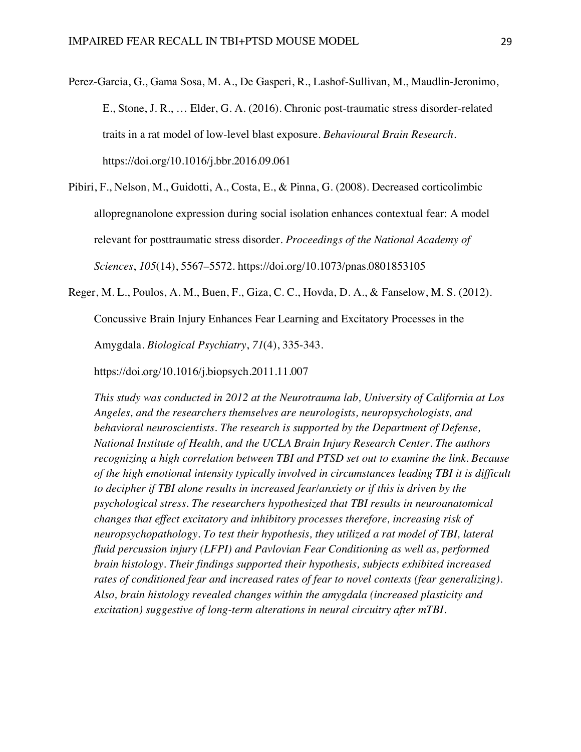Perez-Garcia, G., Gama Sosa, M. A., De Gasperi, R., Lashof-Sullivan, M., Maudlin-Jeronimo, E., Stone, J. R., … Elder, G. A. (2016). Chronic post-traumatic stress disorder-related traits in a rat model of low-level blast exposure. *Behavioural Brain Research*. https://doi.org/10.1016/j.bbr.2016.09.061

Pibiri, F., Nelson, M., Guidotti, A., Costa, E., & Pinna, G. (2008). Decreased corticolimbic allopregnanolone expression during social isolation enhances contextual fear: A model relevant for posttraumatic stress disorder. *Proceedings of the National Academy of Sciences*, *105*(14), 5567–5572. https://doi.org/10.1073/pnas.0801853105

Reger, M. L., Poulos, A. M., Buen, F., Giza, C. C., Hovda, D. A., & Fanselow, M. S. (2012). Concussive Brain Injury Enhances Fear Learning and Excitatory Processes in the Amygdala. *Biological Psychiatry*, *71*(4), 335-343. https://doi.org/10.1016/j.biopsych.2011.11.007

*This study was conducted in 2012 at the Neurotrauma lab, University of California at Los Angeles, and the researchers themselves are neurologists, neuropsychologists, and behavioral neuroscientists. The research is supported by the Department of Defense, National Institute of Health, and the UCLA Brain Injury Research Center. The authors recognizing a high correlation between TBI and PTSD set out to examine the link. Because of the high emotional intensity typically involved in circumstances leading TBI it is difficult to decipher if TBI alone results in increased fear/anxiety or if this is driven by the psychological stress. The researchers hypothesized that TBI results in neuroanatomical changes that effect excitatory and inhibitory processes therefore, increasing risk of neuropsychopathology. To test their hypothesis, they utilized a rat model of TBI, lateral fluid percussion injury (LFPI) and Pavlovian Fear Conditioning as well as, performed brain histology. Their findings supported their hypothesis, subjects exhibited increased rates of conditioned fear and increased rates of fear to novel contexts (fear generalizing). Also, brain histology revealed changes within the amygdala (increased plasticity and excitation) suggestive of long-term alterations in neural circuitry after mTBI.*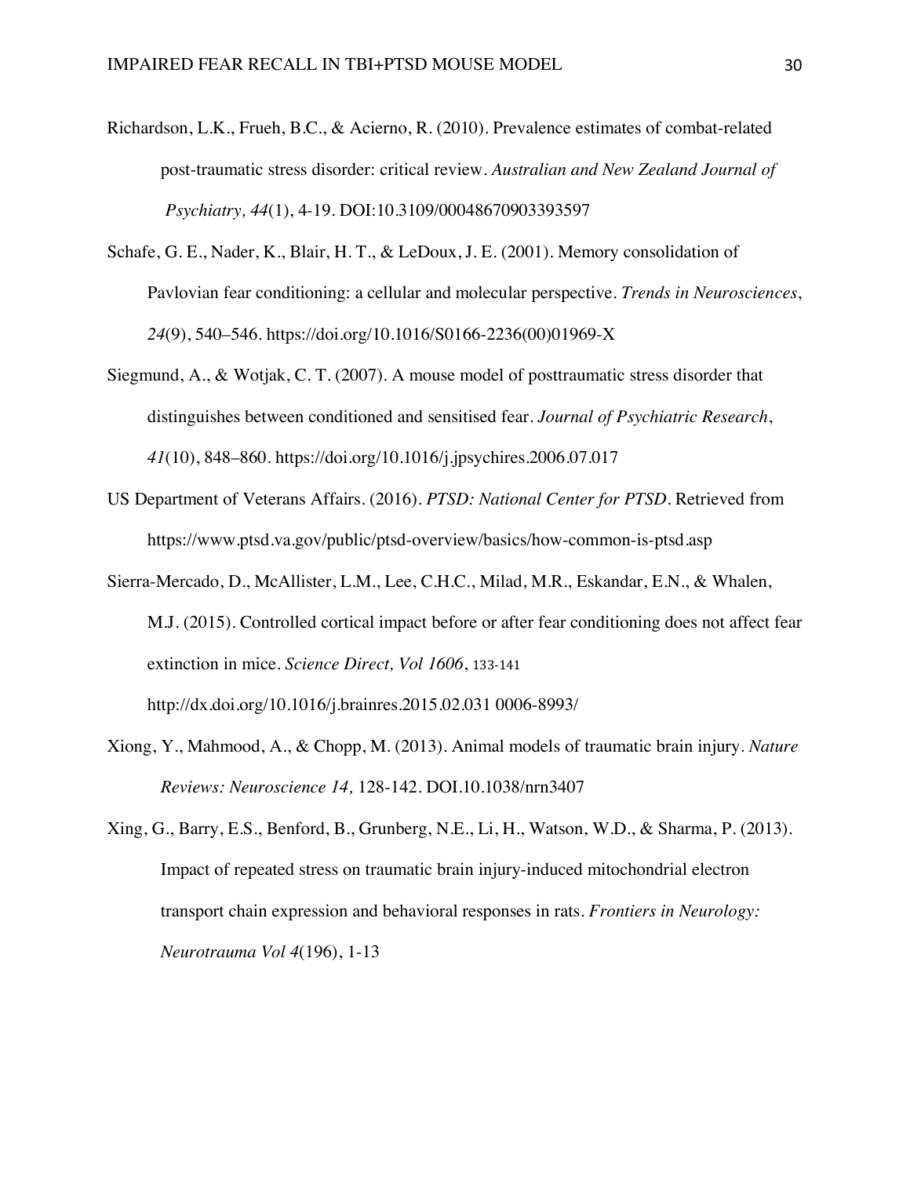Richardson, L.K., Frueh, B.C., & Acierno, R. (2010). Prevalence estimates of combat-related post-traumatic stress disorder: critical review. *Australian and New Zealand Journal of Psychiatry, 44*(1), 4-19. DOI:10.3109/00048670903393597

Schafe, G. E., Nader, K., Blair, H. T., & LeDoux, J. E. (2001). Memory consolidation of Pavlovian fear conditioning: a cellular and molecular perspective. *Trends in Neurosciences*, *24*(9), 540–546. https://doi.org/10.1016/S0166-2236(00)01969-X

Siegmund, A., & Wotjak, C. T. (2007). A mouse model of posttraumatic stress disorder that distinguishes between conditioned and sensitised fear. *Journal of Psychiatric Research*, *41*(10), 848–860. https://doi.org/10.1016/j.jpsychires.2006.07.017

US Department of Veterans Affairs. (2016). *PTSD: National Center for PTSD*. Retrieved from https://www.ptsd.va.gov/public/ptsd-overview/basics/how-common-is-ptsd.asp

Sierra-Mercado, D., McAllister, L.M., Lee, C.H.C., Milad, M.R., Eskandar, E.N., & Whalen, M.J. (2015). Controlled cortical impact before or after fear conditioning does not affect fear extinction in mice. *Science Direct, Vol 1606*, 133-141 http://dx.doi.org/10.1016/j.brainres.2015.02.031 0006-8993/

Xiong, Y., Mahmood, A., & Chopp, M. (2013). Animal models of traumatic brain injury. *Nature Reviews: Neuroscience 14,* 128-142. DOI.10.1038/nrn3407

Xing, G., Barry, E.S., Benford, B., Grunberg, N.E., Li, H., Watson, W.D., & Sharma, P. (2013). Impact of repeated stress on traumatic brain injury-induced mitochondrial electron transport chain expression and behavioral responses in rats. *Frontiers in Neurology: Neurotrauma Vol 4*(196), 1-13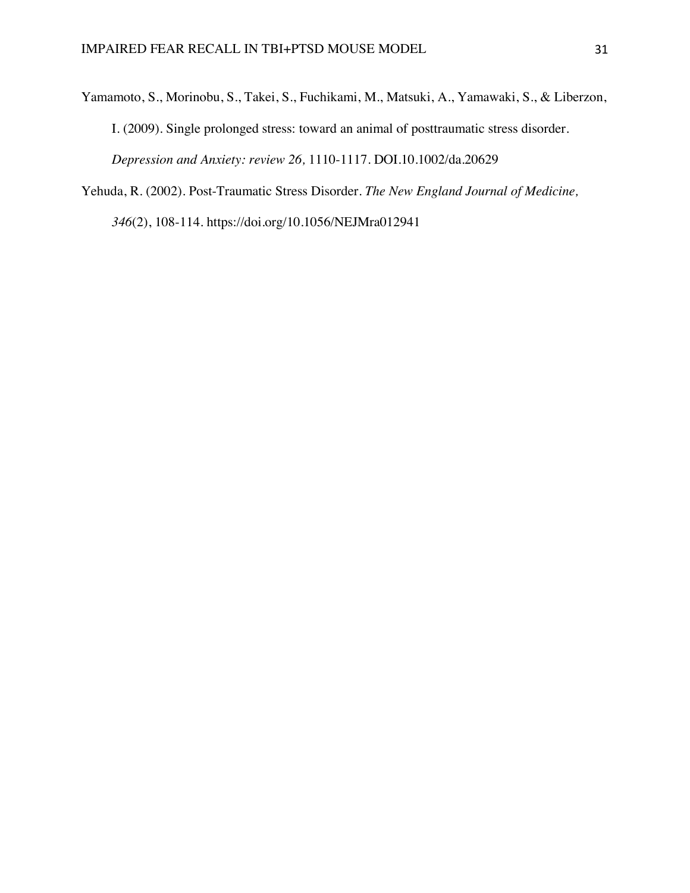Yamamoto, S., Morinobu, S., Takei, S., Fuchikami, M., Matsuki, A., Yamawaki, S., & Liberzon, I. (2009). Single prolonged stress: toward an animal of posttraumatic stress disorder. *Depression and Anxiety: review 26,* 1110-1117. DOI.10.1002/da.20629

Yehuda, R. (2002). Post-Traumatic Stress Disorder. *The New England Journal of Medicine, 346*(2), 108-114. https://doi.org/10.1056/NEJMra012941